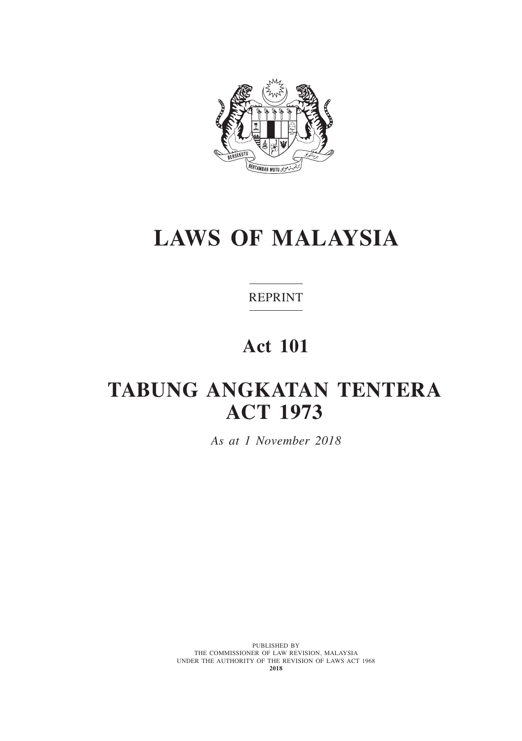# LAWS OF MALAYSIA

REPRINT

## Act 101

# TABUNG ANGKATAN TENTERA ACT 1973

*As at 1 November 2018*

PUBLISHED BY
THE COMMISSIONER OF LAW REVISION, MALAYSIA
UNDER THE AUTHORITY OF THE REVISION OF LAWS ACT 1968
**2018**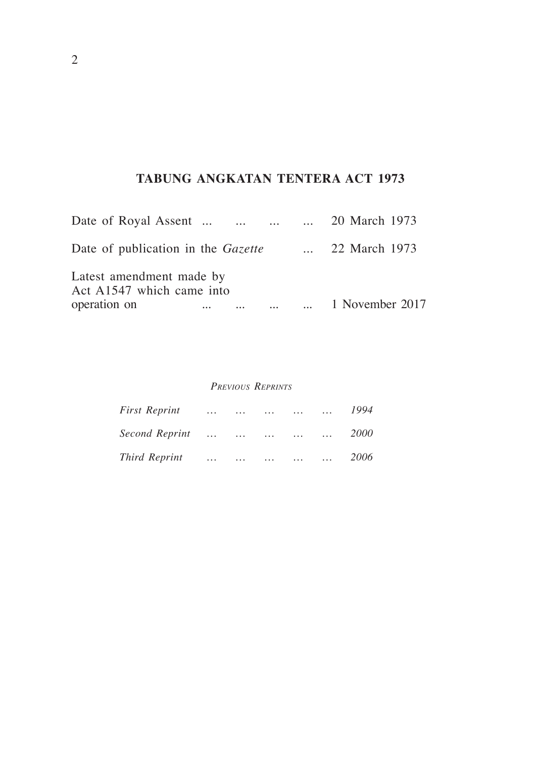## TABUNG ANGKATAN TENTERA ACT 1973

Date of Royal Assent ... ... ... ... 20 March 1973

Date of publication in the *Gazette* ... 22 March 1973

Latest amendment made by Act A1547 which came into operation on ... ... ... ... 1 November 2017

*Previous Reprints*

*First Reprint ... ... ... ... ... 1994*

*Second Reprint ... ... ... ... ... 2000*

*Third Reprint ... ... ... ... ... 2006*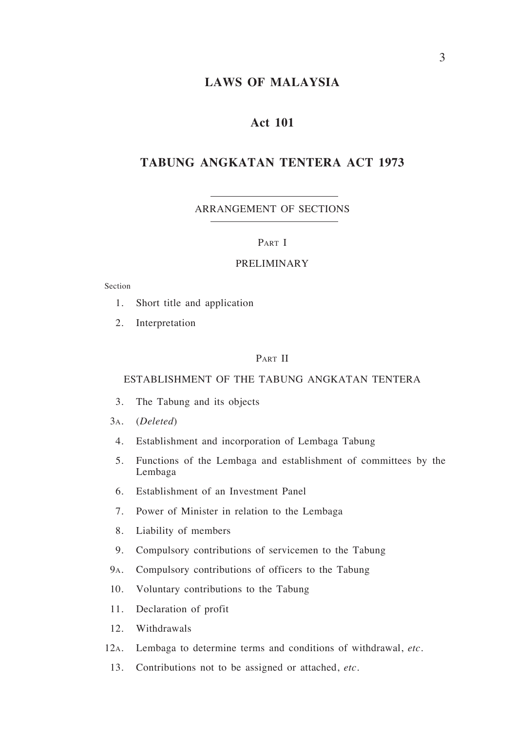# LAWS OF MALAYSIA

## Act 101

## TABUNG ANGKATAN TENTERA ACT 1973

ARRANGEMENT OF SECTIONS

PART I

PRELIMINARY

Section

1. Short title and application
2. Interpretation

PART II

ESTABLISHMENT OF THE TABUNG ANGKATAN TENTERA

3. The Tabung and its objects

3A. (*Deleted*)

4. Establishment and incorporation of Lembaga Tabung
5. Functions of the Lembaga and establishment of committees by the Lembaga
6. Establishment of an Investment Panel
7. Power of Minister in relation to the Lembaga
8. Liability of members
9. Compulsory contributions of servicemen to the Tabung

9A. Compulsory contributions of officers to the Tabung

10. Voluntary contributions to the Tabung
11. Declaration of profit
12. Withdrawals

12A. Lembaga to determine terms and conditions of withdrawal, *etc*.

13. Contributions not to be assigned or attached, *etc*.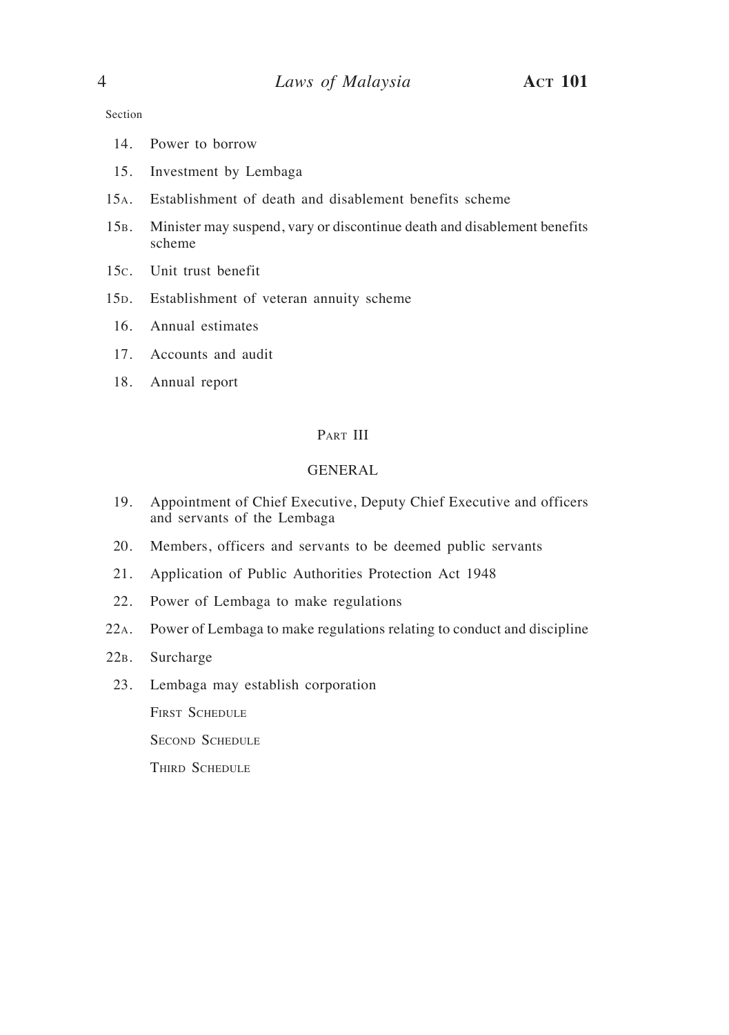Section

14. Power to borrow
15. Investment by Lembaga
15A. Establishment of death and disablement benefits scheme
15B. Minister may suspend, vary or discontinue death and disablement benefits scheme
15C. Unit trust benefit
15D. Establishment of veteran annuity scheme
16. Annual estimates
17. Accounts and audit
18. Annual report

## Part III

## GENERAL

19. Appointment of Chief Executive, Deputy Chief Executive and officers and servants of the Lembaga
20. Members, officers and servants to be deemed public servants
21. Application of Public Authorities Protection Act 1948
22. Power of Lembaga to make regulations
22A. Power of Lembaga to make regulations relating to conduct and discipline
22B. Surcharge
23. Lembaga may establish corporation

First Schedule

Second Schedule

Third Schedule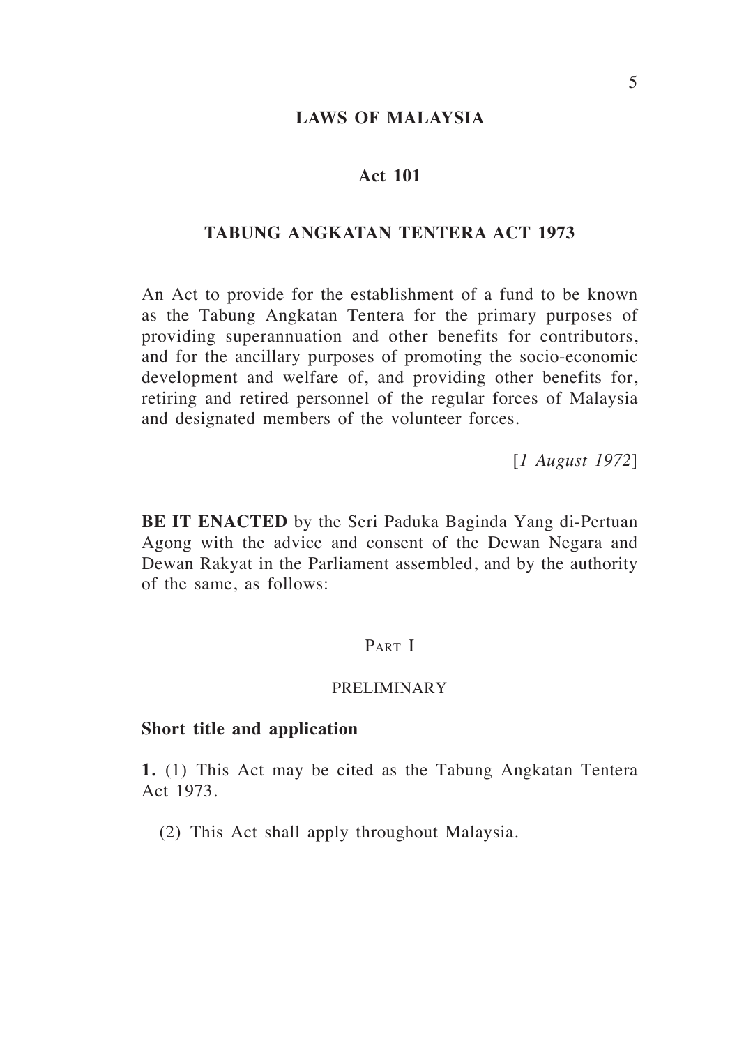# LAWS OF MALAYSIA

## Act 101

## TABUNG ANGKATAN TENTERA ACT 1973

An Act to provide for the establishment of a fund to be known as the Tabung Angkatan Tentera for the primary purposes of providing superannuation and other benefits for contributors, and for the ancillary purposes of promoting the socio-economic development and welfare of, and providing other benefits for, retiring and retired personnel of the regular forces of Malaysia and designated members of the volunteer forces.

[*1 August 1972*]

**BE IT ENACTED** by the Seri Paduka Baginda Yang di-Pertuan Agong with the advice and consent of the Dewan Negara and Dewan Rakyat in the Parliament assembled, and by the authority of the same, as follows:

### PART I

### PRELIMINARY

**Short title and application**

**1.** (1) This Act may be cited as the Tabung Angkatan Tentera Act 1973.

(2) This Act shall apply throughout Malaysia.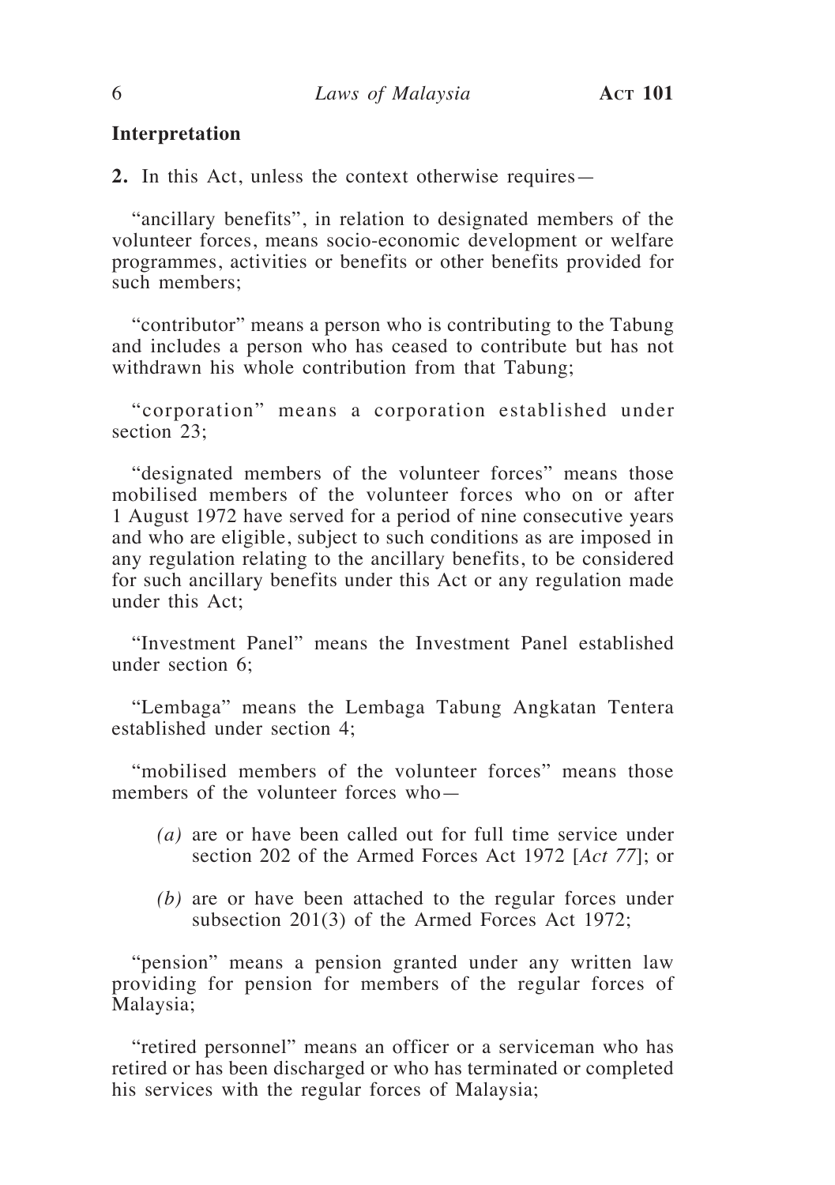## Interpretation

**2.** In this Act, unless the context otherwise requires—

"ancillary benefits", in relation to designated members of the volunteer forces, means socio-economic development or welfare programmes, activities or benefits or other benefits provided for such members;

"contributor" means a person who is contributing to the Tabung and includes a person who has ceased to contribute but has not withdrawn his whole contribution from that Tabung;

"corporation" means a corporation established under section 23;

"designated members of the volunteer forces" means those mobilised members of the volunteer forces who on or after 1 August 1972 have served for a period of nine consecutive years and who are eligible, subject to such conditions as are imposed in any regulation relating to the ancillary benefits, to be considered for such ancillary benefits under this Act or any regulation made under this Act;

"Investment Panel" means the Investment Panel established under section 6;

"Lembaga" means the Lembaga Tabung Angkatan Tentera established under section 4;

"mobilised members of the volunteer forces" means those members of the volunteer forces who—

*(a)* are or have been called out for full time service under section 202 of the Armed Forces Act 1972 [*Act 77*]; or

*(b)* are or have been attached to the regular forces under subsection 201(3) of the Armed Forces Act 1972;

"pension" means a pension granted under any written law providing for pension for members of the regular forces of Malaysia;

"retired personnel" means an officer or a serviceman who has retired or has been discharged or who has terminated or completed his services with the regular forces of Malaysia;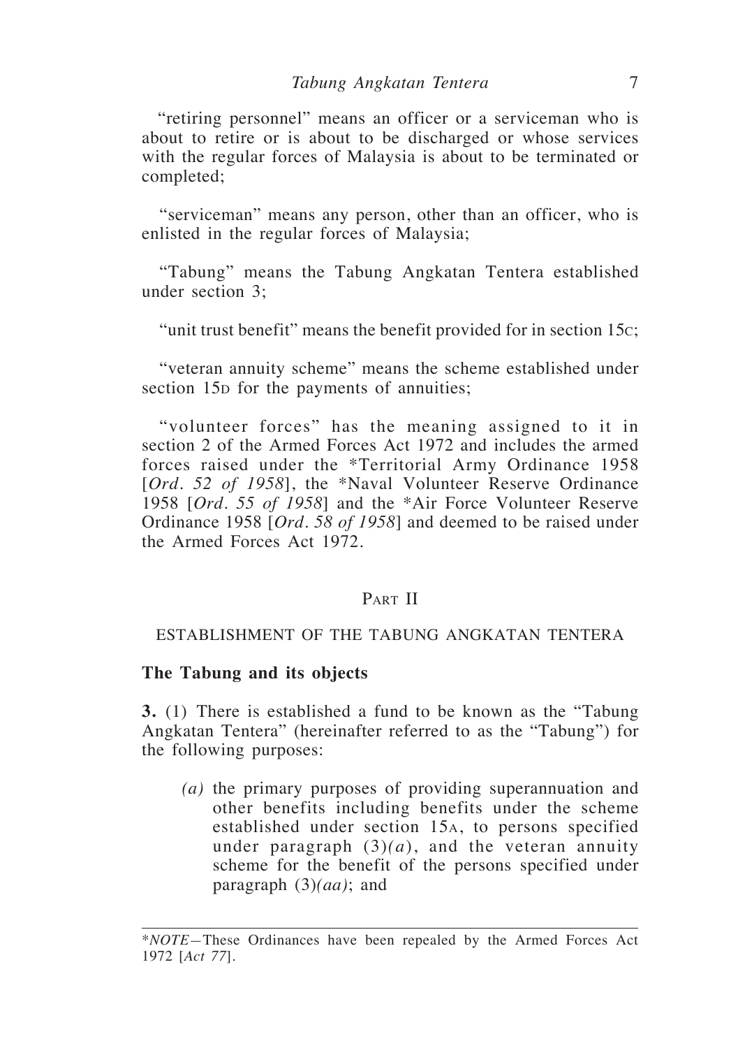"retiring personnel" means an officer or a serviceman who is about to retire or is about to be discharged or whose services with the regular forces of Malaysia is about to be terminated or completed;

"serviceman" means any person, other than an officer, who is enlisted in the regular forces of Malaysia;

"Tabung" means the Tabung Angkatan Tentera established under section 3;

"unit trust benefit" means the benefit provided for in section 15C;

"veteran annuity scheme" means the scheme established under section 15D for the payments of annuities;

"volunteer forces" has the meaning assigned to it in section 2 of the Armed Forces Act 1972 and includes the armed forces raised under the *Territorial Army Ordinance 1958 [*Ord. 52 of 1958*], the *Naval Volunteer Reserve Ordinance 1958 [*Ord. 55 of 1958*] and the *Air Force Volunteer Reserve Ordinance 1958 [*Ord. 58 of 1958*] and deemed to be raised under the Armed Forces Act 1972.

## PART II

## ESTABLISHMENT OF THE TABUNG ANGKATAN TENTERA

### The Tabung and its objects

**3.** (1) There is established a fund to be known as the "Tabung Angkatan Tentera" (hereinafter referred to as the "Tabung") for the following purposes:

*(a)* the primary purposes of providing superannuation and other benefits including benefits under the scheme established under section 15A, to persons specified under paragraph (3)*(a)*, and the veteran annuity scheme for the benefit of the persons specified under paragraph (3)*(aa)*; and

---

**NOTE*—These Ordinances have been repealed by the Armed Forces Act 1972 [*Act 77*].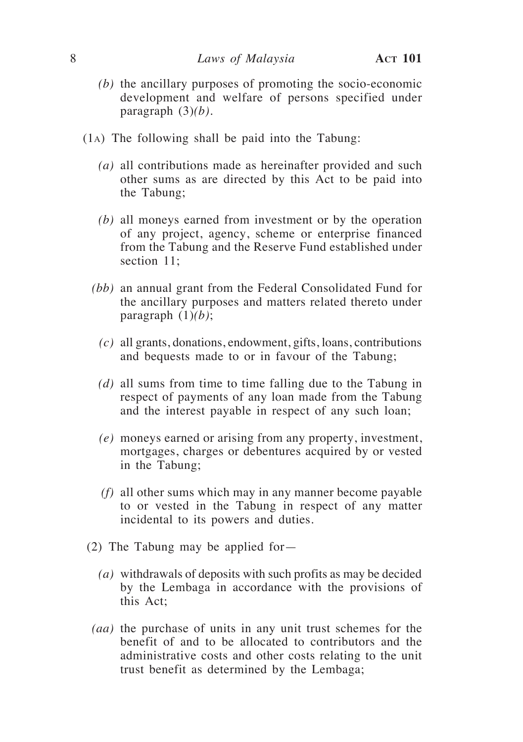*(b)* the ancillary purposes of promoting the socio-economic development and welfare of persons specified under paragraph (3)*(b)*.

(1A) The following shall be paid into the Tabung:

*(a)* all contributions made as hereinafter provided and such other sums as are directed by this Act to be paid into the Tabung;

*(b)* all moneys earned from investment or by the operation of any project, agency, scheme or enterprise financed from the Tabung and the Reserve Fund established under section 11;

*(bb)* an annual grant from the Federal Consolidated Fund for the ancillary purposes and matters related thereto under paragraph (1)*(b)*;

*(c)* all grants, donations, endowment, gifts, loans, contributions and bequests made to or in favour of the Tabung;

*(d)* all sums from time to time falling due to the Tabung in respect of payments of any loan made from the Tabung and the interest payable in respect of any such loan;

*(e)* moneys earned or arising from any property, investment, mortgages, charges or debentures acquired by or vested in the Tabung;

*(f)* all other sums which may in any manner become payable to or vested in the Tabung in respect of any matter incidental to its powers and duties.

(2) The Tabung may be applied for—

*(a)* withdrawals of deposits with such profits as may be decided by the Lembaga in accordance with the provisions of this Act;

*(aa)* the purchase of units in any unit trust schemes for the benefit of and to be allocated to contributors and the administrative costs and other costs relating to the unit trust benefit as determined by the Lembaga;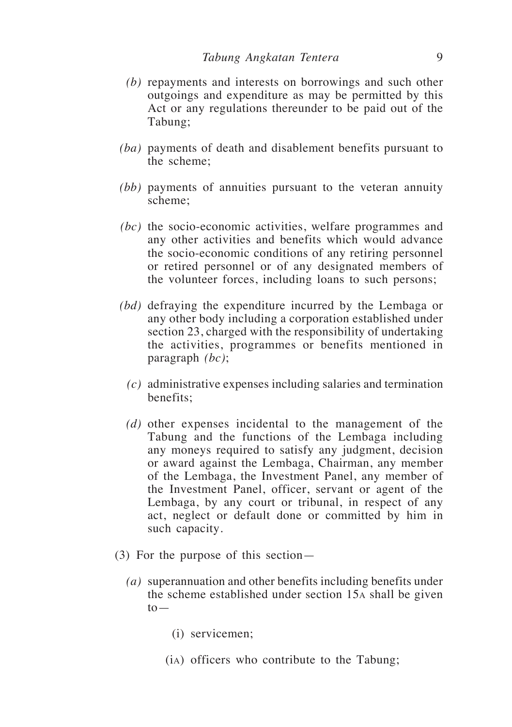*(b)* repayments and interests on borrowings and such other outgoings and expenditure as may be permitted by this Act or any regulations thereunder to be paid out of the Tabung;

*(ba)* payments of death and disablement benefits pursuant to the scheme;

*(bb)* payments of annuities pursuant to the veteran annuity scheme;

*(bc)* the socio-economic activities, welfare programmes and any other activities and benefits which would advance the socio-economic conditions of any retiring personnel or retired personnel or of any designated members of the volunteer forces, including loans to such persons;

*(bd)* defraying the expenditure incurred by the Lembaga or any other body including a corporation established under section 23, charged with the responsibility of undertaking the activities, programmes or benefits mentioned in paragraph *(bc)*;

*(c)* administrative expenses including salaries and termination benefits;

*(d)* other expenses incidental to the management of the Tabung and the functions of the Lembaga including any moneys required to satisfy any judgment, decision or award against the Lembaga, Chairman, any member of the Lembaga, the Investment Panel, any member of the Investment Panel, officer, servant or agent of the Lembaga, by any court or tribunal, in respect of any act, neglect or default done or committed by him in such capacity.

(3) For the purpose of this section—

*(a)* superannuation and other benefits including benefits under the scheme established under section 15A shall be given to—

(i) servicemen;

(iA) officers who contribute to the Tabung;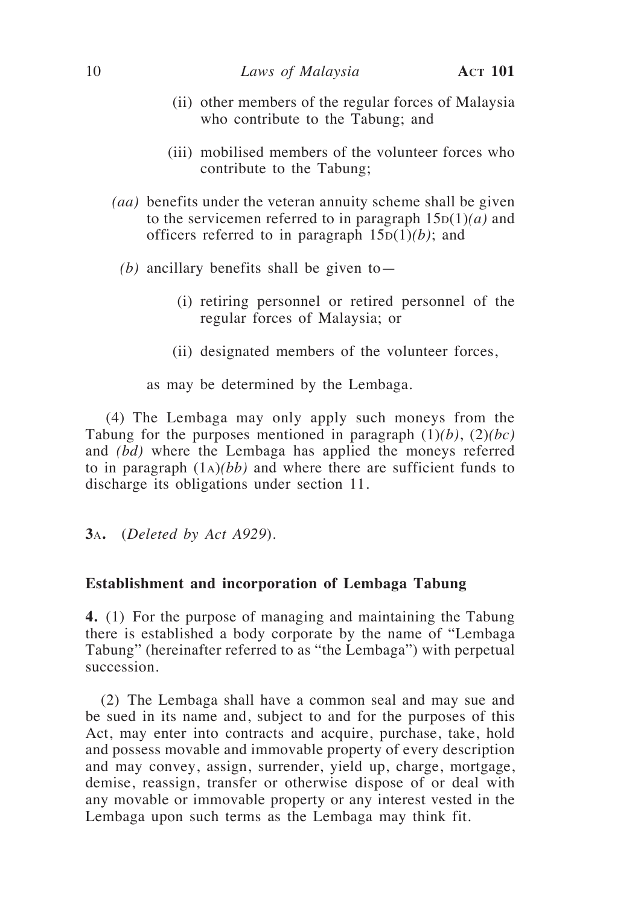(ii) other members of the regular forces of Malaysia who contribute to the Tabung; and

(iii) mobilised members of the volunteer forces who contribute to the Tabung;

*(aa)* benefits under the veteran annuity scheme shall be given to the servicemen referred to in paragraph 15D(1)*(a)* and officers referred to in paragraph 15D(1)*(b)*; and

*(b)* ancillary benefits shall be given to—

(i) retiring personnel or retired personnel of the regular forces of Malaysia; or

(ii) designated members of the volunteer forces,

as may be determined by the Lembaga.

(4) The Lembaga may only apply such moneys from the Tabung for the purposes mentioned in paragraph (1)*(b)*, (2)*(bc)* and *(bd)* where the Lembaga has applied the moneys referred to in paragraph (1A)*(bb)* and where there are sufficient funds to discharge its obligations under section 11.

**3A.** (*Deleted by Act A929*).

### Establishment and incorporation of Lembaga Tabung

**4.** (1) For the purpose of managing and maintaining the Tabung there is established a body corporate by the name of "Lembaga Tabung" (hereinafter referred to as "the Lembaga") with perpetual succession.

(2) The Lembaga shall have a common seal and may sue and be sued in its name and, subject to and for the purposes of this Act, may enter into contracts and acquire, purchase, take, hold and possess movable and immovable property of every description and may convey, assign, surrender, yield up, charge, mortgage, demise, reassign, transfer or otherwise dispose of or deal with any movable or immovable property or any interest vested in the Lembaga upon such terms as the Lembaga may think fit.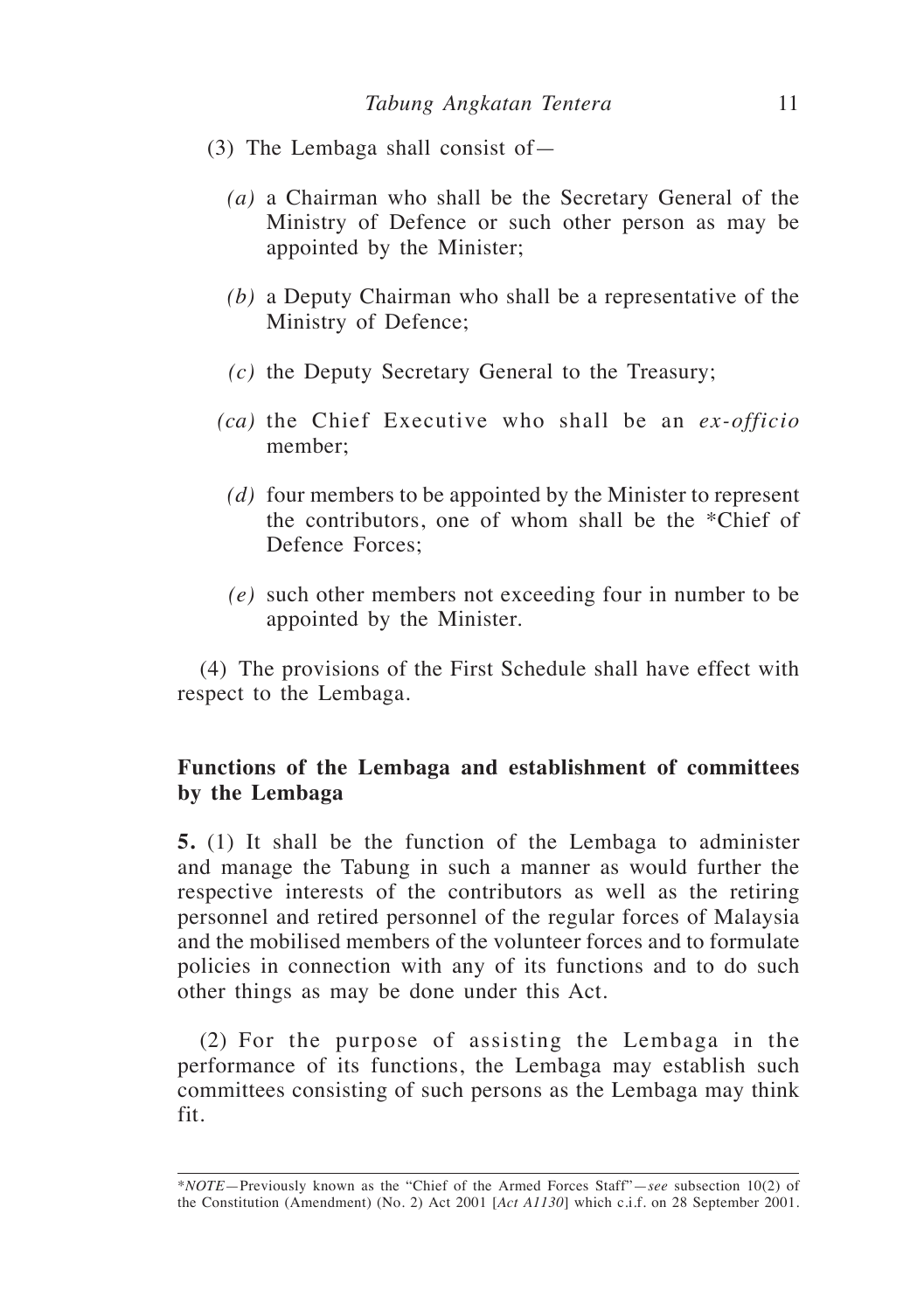(3) The Lembaga shall consist of—

*(a)* a Chairman who shall be the Secretary General of the Ministry of Defence or such other person as may be appointed by the Minister;

*(b)* a Deputy Chairman who shall be a representative of the Ministry of Defence;

*(c)* the Deputy Secretary General to the Treasury;

*(ca)* the Chief Executive who shall be an *ex-officio* member;

*(d)* four members to be appointed by the Minister to represent the contributors, one of whom shall be the *Chief of Defence Forces;

*(e)* such other members not exceeding four in number to be appointed by the Minister.

(4) The provisions of the First Schedule shall have effect with respect to the Lembaga.

**Functions of the Lembaga and establishment of committees by the Lembaga**

**5.** (1) It shall be the function of the Lembaga to administer and manage the Tabung in such a manner as would further the respective interests of the contributors as well as the retiring personnel and retired personnel of the regular forces of Malaysia and the mobilised members of the volunteer forces and to formulate policies in connection with any of its functions and to do such other things as may be done under this Act.

(2) For the purpose of assisting the Lembaga in the performance of its functions, the Lembaga may establish such committees consisting of such persons as the Lembaga may think fit.

---

**NOTE*—Previously known as the "Chief of the Armed Forces Staff"—*see* subsection 10(2) of the Constitution (Amendment) (No. 2) Act 2001 [*Act A1130*] which c.i.f. on 28 September 2001.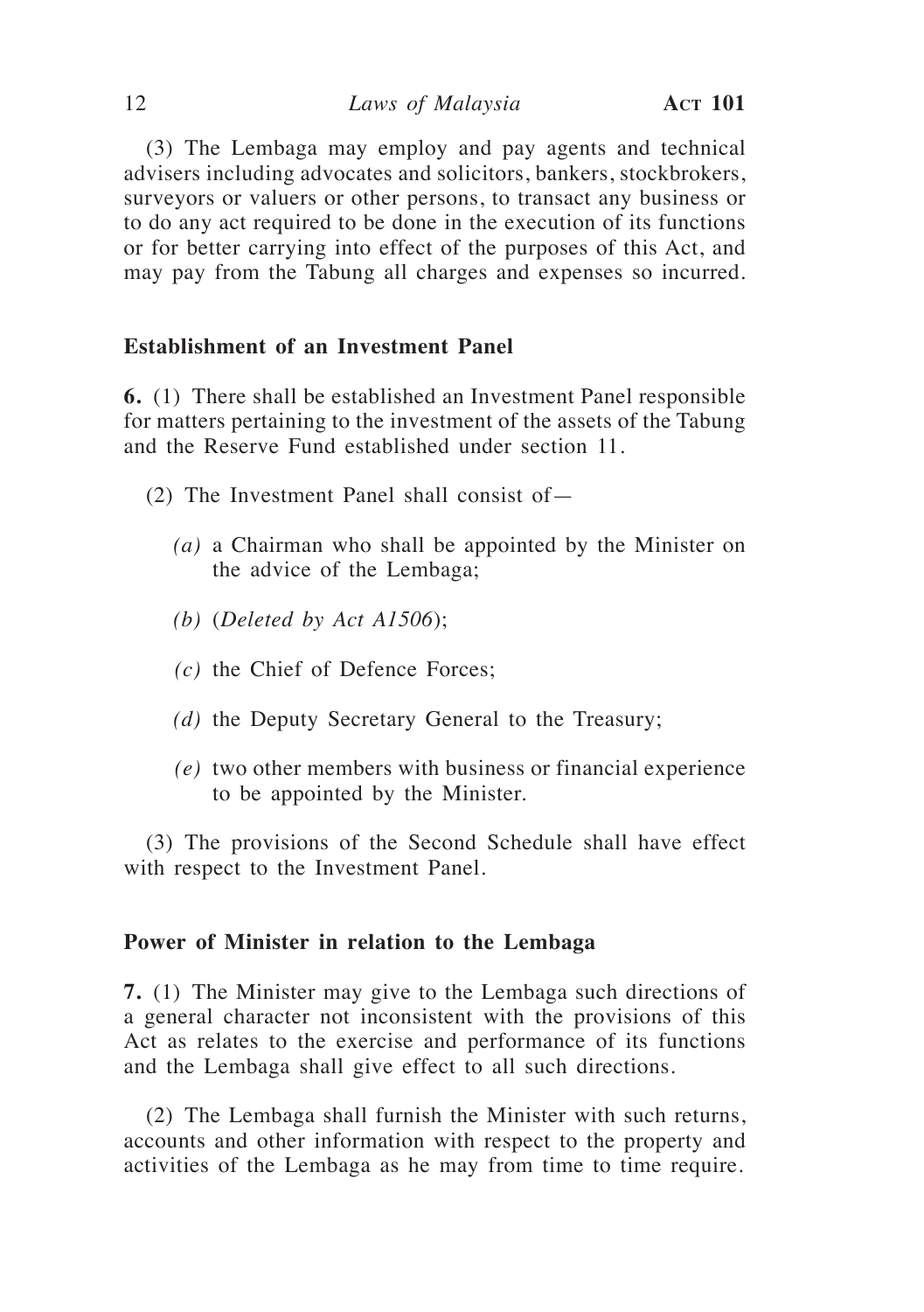(3) The Lembaga may employ and pay agents and technical advisers including advocates and solicitors, bankers, stockbrokers, surveyors or valuers or other persons, to transact any business or to do any act required to be done in the execution of its functions or for better carrying into effect of the purposes of this Act, and may pay from the Tabung all charges and expenses so incurred.

**Establishment of an Investment Panel**

**6.** (1) There shall be established an Investment Panel responsible for matters pertaining to the investment of the assets of the Tabung and the Reserve Fund established under section 11.

(2) The Investment Panel shall consist of—

*(a)* a Chairman who shall be appointed by the Minister on the advice of the Lembaga;

*(b)* (*Deleted by Act A1506*);

*(c)* the Chief of Defence Forces;

*(d)* the Deputy Secretary General to the Treasury;

*(e)* two other members with business or financial experience to be appointed by the Minister.

(3) The provisions of the Second Schedule shall have effect with respect to the Investment Panel.

**Power of Minister in relation to the Lembaga**

**7.** (1) The Minister may give to the Lembaga such directions of a general character not inconsistent with the provisions of this Act as relates to the exercise and performance of its functions and the Lembaga shall give effect to all such directions.

(2) The Lembaga shall furnish the Minister with such returns, accounts and other information with respect to the property and activities of the Lembaga as he may from time to time require.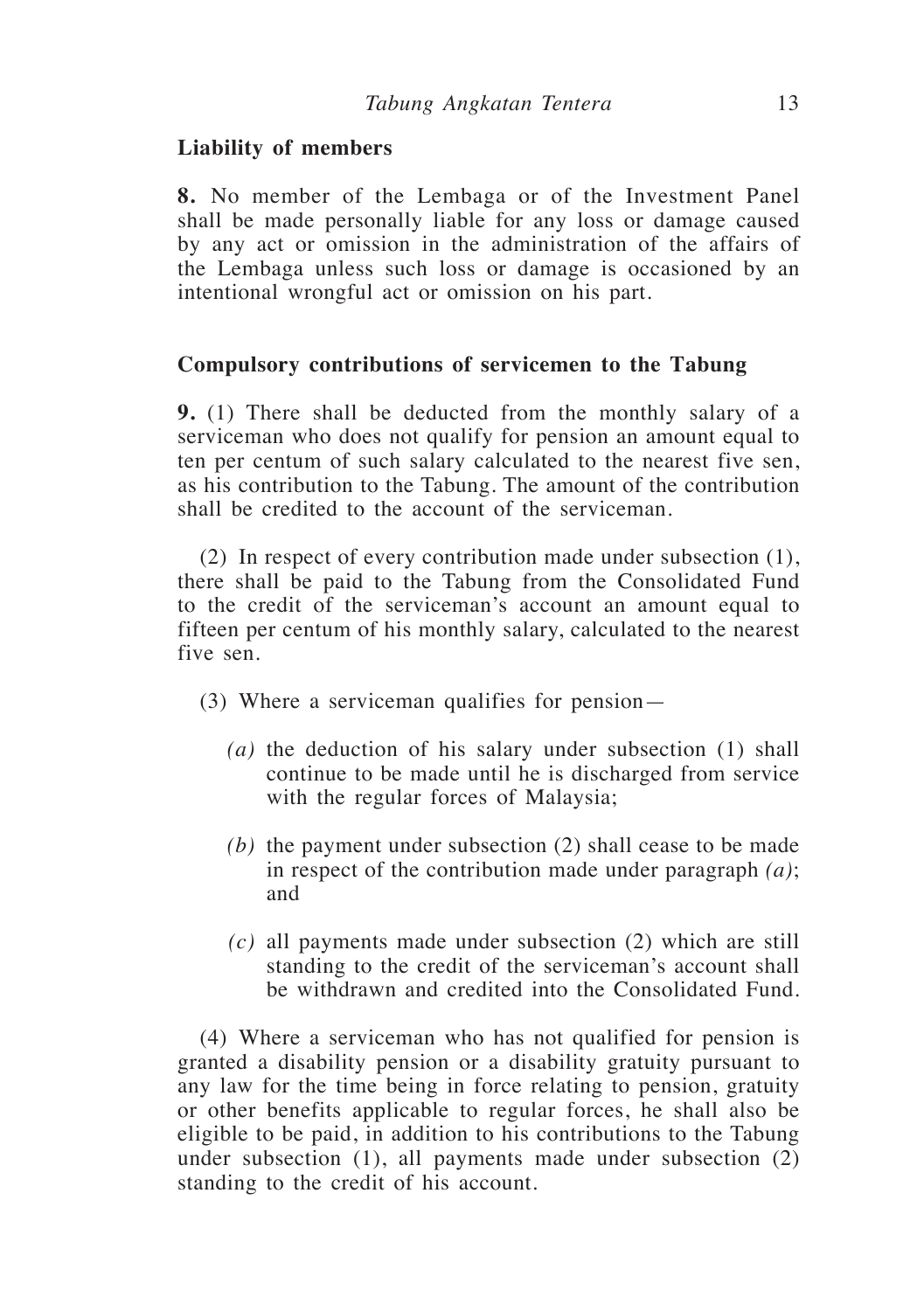**Liability of members**

**8.** No member of the Lembaga or of the Investment Panel shall be made personally liable for any loss or damage caused by any act or omission in the administration of the affairs of the Lembaga unless such loss or damage is occasioned by an intentional wrongful act or omission on his part.

**Compulsory contributions of servicemen to the Tabung**

**9.** (1) There shall be deducted from the monthly salary of a serviceman who does not qualify for pension an amount equal to ten per centum of such salary calculated to the nearest five sen, as his contribution to the Tabung. The amount of the contribution shall be credited to the account of the serviceman.

(2) In respect of every contribution made under subsection (1), there shall be paid to the Tabung from the Consolidated Fund to the credit of the serviceman's account an amount equal to fifteen per centum of his monthly salary, calculated to the nearest five sen.

(3) Where a serviceman qualifies for pension—

*(a)* the deduction of his salary under subsection (1) shall continue to be made until he is discharged from service with the regular forces of Malaysia;

*(b)* the payment under subsection (2) shall cease to be made in respect of the contribution made under paragraph *(a)*; and

*(c)* all payments made under subsection (2) which are still standing to the credit of the serviceman's account shall be withdrawn and credited into the Consolidated Fund.

(4) Where a serviceman who has not qualified for pension is granted a disability pension or a disability gratuity pursuant to any law for the time being in force relating to pension, gratuity or other benefits applicable to regular forces, he shall also be eligible to be paid, in addition to his contributions to the Tabung under subsection (1), all payments made under subsection (2) standing to the credit of his account.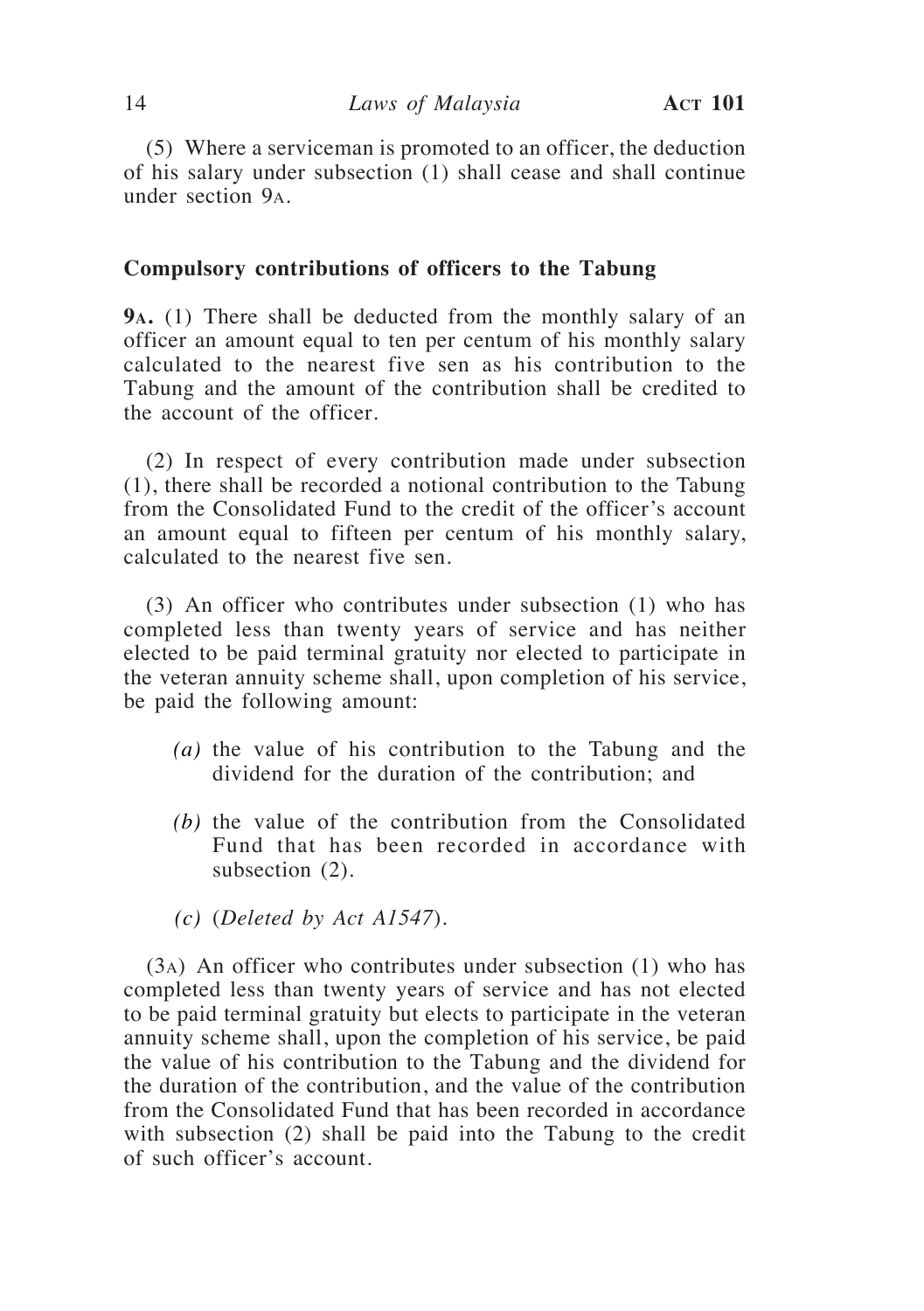(5) Where a serviceman is promoted to an officer, the deduction of his salary under subsection (1) shall cease and shall continue under section 9A.

**Compulsory contributions of officers to the Tabung**

**9A.** (1) There shall be deducted from the monthly salary of an officer an amount equal to ten per centum of his monthly salary calculated to the nearest five sen as his contribution to the Tabung and the amount of the contribution shall be credited to the account of the officer.

(2) In respect of every contribution made under subsection (1), there shall be recorded a notional contribution to the Tabung from the Consolidated Fund to the credit of the officer's account an amount equal to fifteen per centum of his monthly salary, calculated to the nearest five sen.

(3) An officer who contributes under subsection (1) who has completed less than twenty years of service and has neither elected to be paid terminal gratuity nor elected to participate in the veteran annuity scheme shall, upon completion of his service, be paid the following amount:

*(a)* the value of his contribution to the Tabung and the dividend for the duration of the contribution; and

*(b)* the value of the contribution from the Consolidated Fund that has been recorded in accordance with subsection (2).

*(c)* (*Deleted by Act A1547*).

(3A) An officer who contributes under subsection (1) who has completed less than twenty years of service and has not elected to be paid terminal gratuity but elects to participate in the veteran annuity scheme shall, upon the completion of his service, be paid the value of his contribution to the Tabung and the dividend for the duration of the contribution, and the value of the contribution from the Consolidated Fund that has been recorded in accordance with subsection (2) shall be paid into the Tabung to the credit of such officer's account.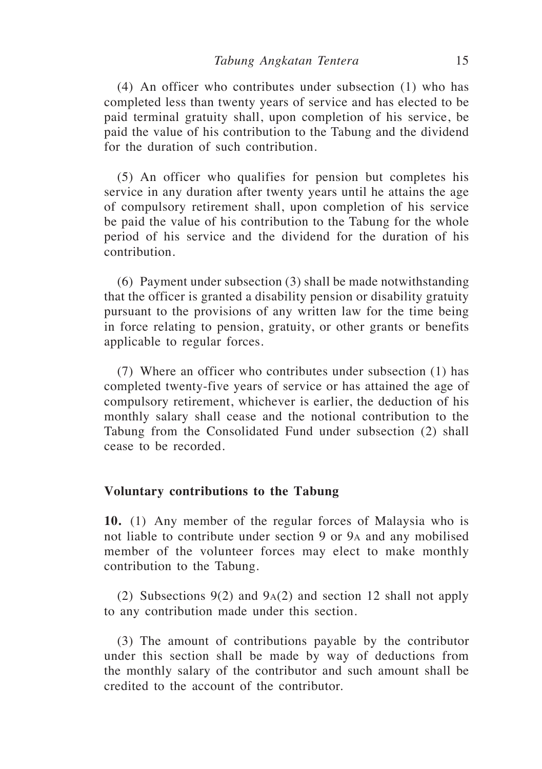(4) An officer who contributes under subsection (1) who has completed less than twenty years of service and has elected to be paid terminal gratuity shall, upon completion of his service, be paid the value of his contribution to the Tabung and the dividend for the duration of such contribution.

(5) An officer who qualifies for pension but completes his service in any duration after twenty years until he attains the age of compulsory retirement shall, upon completion of his service be paid the value of his contribution to the Tabung for the whole period of his service and the dividend for the duration of his contribution.

(6) Payment under subsection (3) shall be made notwithstanding that the officer is granted a disability pension or disability gratuity pursuant to the provisions of any written law for the time being in force relating to pension, gratuity, or other grants or benefits applicable to regular forces.

(7) Where an officer who contributes under subsection (1) has completed twenty-five years of service or has attained the age of compulsory retirement, whichever is earlier, the deduction of his monthly salary shall cease and the notional contribution to the Tabung from the Consolidated Fund under subsection (2) shall cease to be recorded.

**Voluntary contributions to the Tabung**

**10.** (1) Any member of the regular forces of Malaysia who is not liable to contribute under section 9 or 9A and any mobilised member of the volunteer forces may elect to make monthly contribution to the Tabung.

(2) Subsections 9(2) and 9A(2) and section 12 shall not apply to any contribution made under this section.

(3) The amount of contributions payable by the contributor under this section shall be made by way of deductions from the monthly salary of the contributor and such amount shall be credited to the account of the contributor.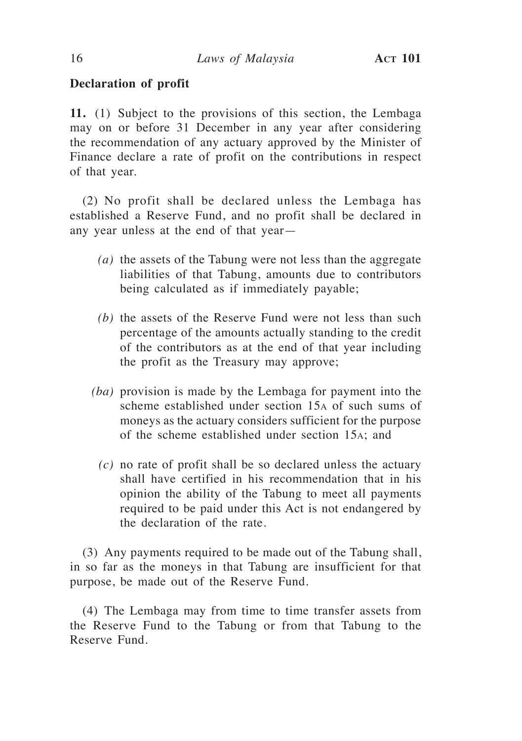**Declaration of profit**

**11.** (1) Subject to the provisions of this section, the Lembaga may on or before 31 December in any year after considering the recommendation of any actuary approved by the Minister of Finance declare a rate of profit on the contributions in respect of that year.

(2) No profit shall be declared unless the Lembaga has established a Reserve Fund, and no profit shall be declared in any year unless at the end of that year—

*(a)* the assets of the Tabung were not less than the aggregate liabilities of that Tabung, amounts due to contributors being calculated as if immediately payable;

*(b)* the assets of the Reserve Fund were not less than such percentage of the amounts actually standing to the credit of the contributors as at the end of that year including the profit as the Treasury may approve;

*(ba)* provision is made by the Lembaga for payment into the scheme established under section 15A of such sums of moneys as the actuary considers sufficient for the purpose of the scheme established under section 15A; and

*(c)* no rate of profit shall be so declared unless the actuary shall have certified in his recommendation that in his opinion the ability of the Tabung to meet all payments required to be paid under this Act is not endangered by the declaration of the rate.

(3) Any payments required to be made out of the Tabung shall, in so far as the moneys in that Tabung are insufficient for that purpose, be made out of the Reserve Fund.

(4) The Lembaga may from time to time transfer assets from the Reserve Fund to the Tabung or from that Tabung to the Reserve Fund.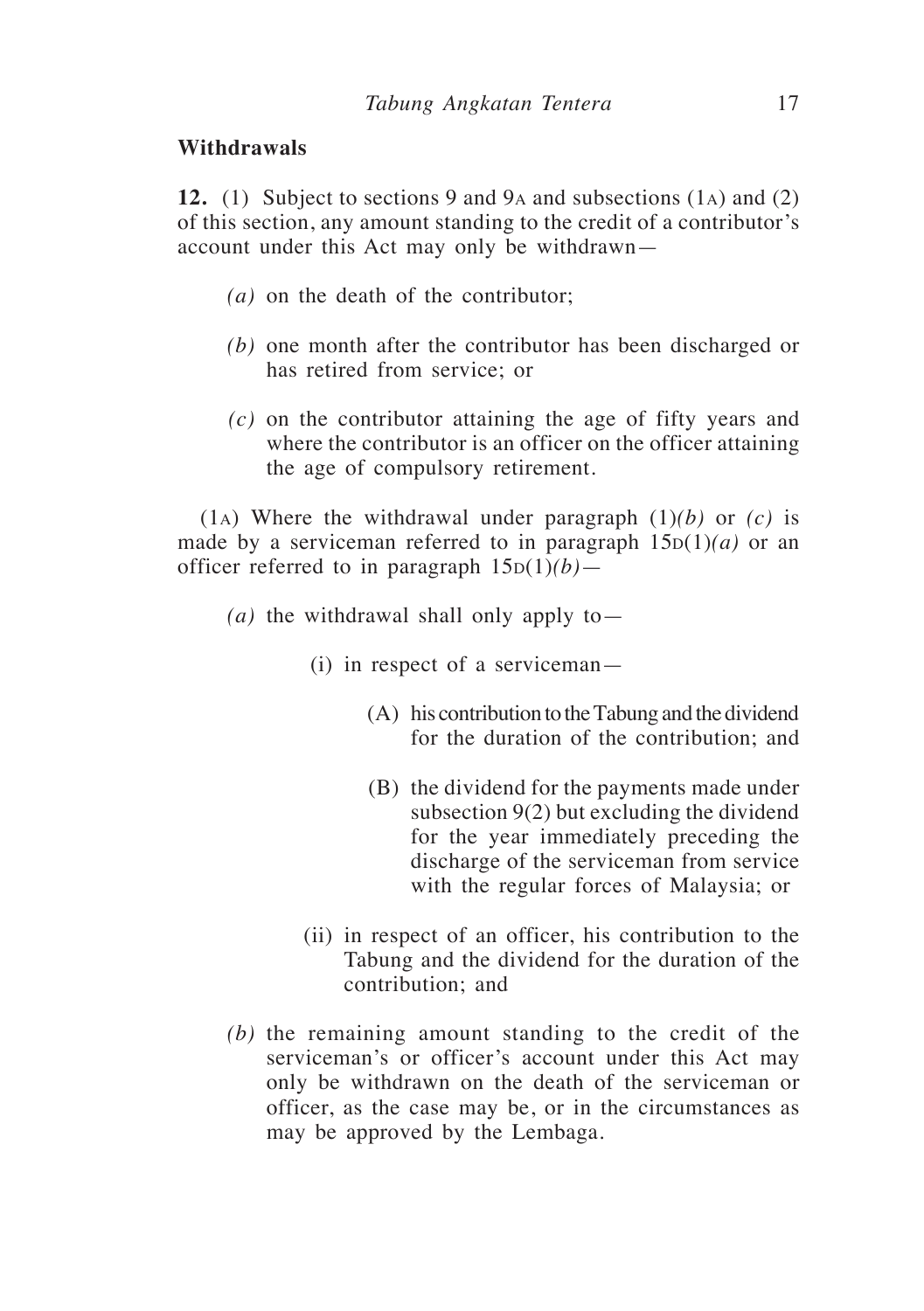## Withdrawals

**12.** (1) Subject to sections 9 and 9A and subsections (1A) and (2) of this section, any amount standing to the credit of a contributor's account under this Act may only be withdrawn—

*(a)* on the death of the contributor;

*(b)* one month after the contributor has been discharged or has retired from service; or

*(c)* on the contributor attaining the age of fifty years and where the contributor is an officer on the officer attaining the age of compulsory retirement.

(1A) Where the withdrawal under paragraph (1)*(b)* or *(c)* is made by a serviceman referred to in paragraph 15D(1)*(a)* or an officer referred to in paragraph 15D(1)*(b)*—

*(a)* the withdrawal shall only apply to—

(i) in respect of a serviceman—

(A) his contribution to the Tabung and the dividend for the duration of the contribution; and

(B) the dividend for the payments made under subsection 9(2) but excluding the dividend for the year immediately preceding the discharge of the serviceman from service with the regular forces of Malaysia; or

(ii) in respect of an officer, his contribution to the Tabung and the dividend for the duration of the contribution; and

*(b)* the remaining amount standing to the credit of the serviceman's or officer's account under this Act may only be withdrawn on the death of the serviceman or officer, as the case may be, or in the circumstances as may be approved by the Lembaga.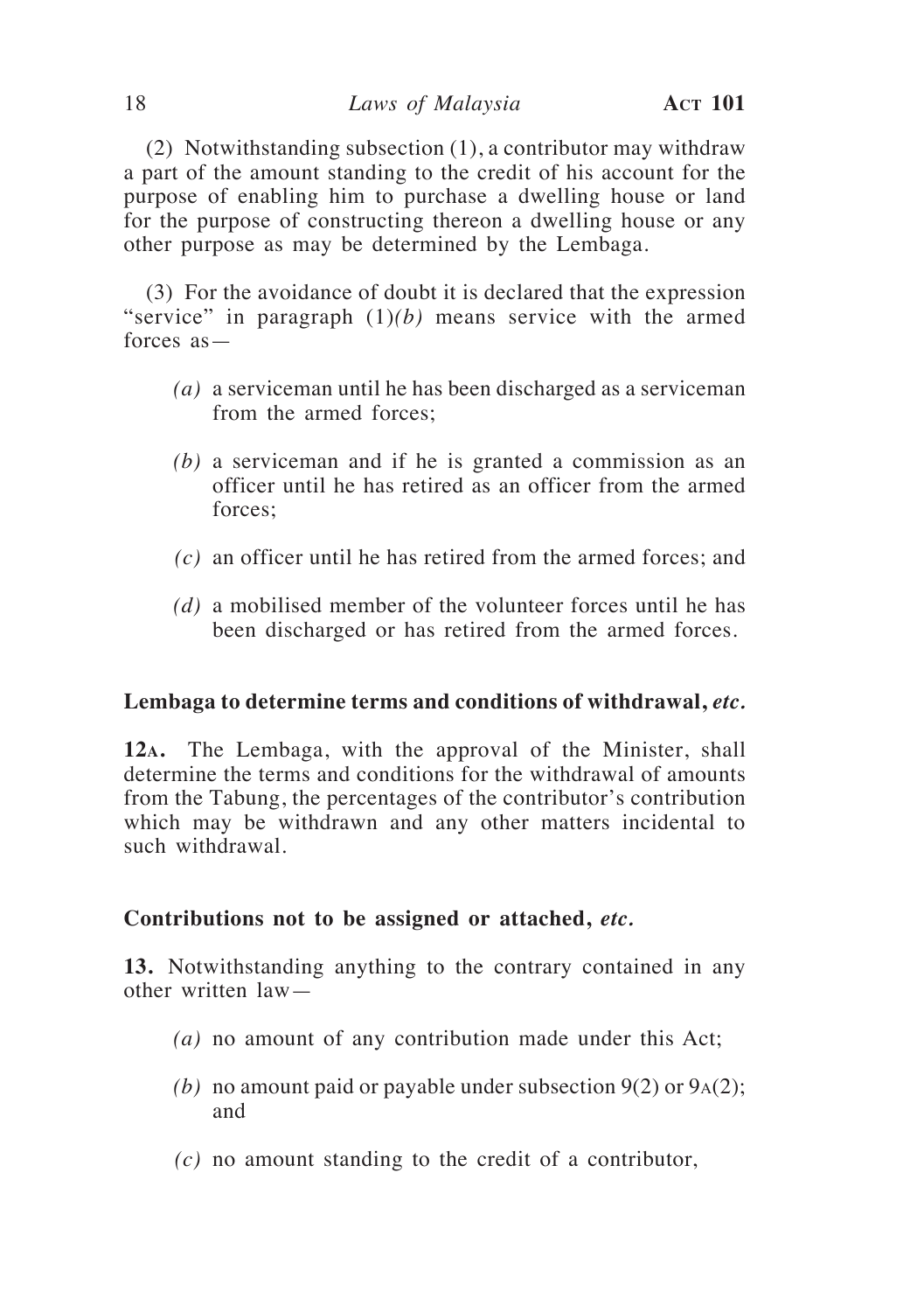(2) Notwithstanding subsection (1), a contributor may withdraw a part of the amount standing to the credit of his account for the purpose of enabling him to purchase a dwelling house or land for the purpose of constructing thereon a dwelling house or any other purpose as may be determined by the Lembaga.

(3) For the avoidance of doubt it is declared that the expression "service" in paragraph (1)*(b)* means service with the armed forces as—

*(a)* a serviceman until he has been discharged as a serviceman from the armed forces;

*(b)* a serviceman and if he is granted a commission as an officer until he has retired as an officer from the armed forces;

*(c)* an officer until he has retired from the armed forces; and

*(d)* a mobilised member of the volunteer forces until he has been discharged or has retired from the armed forces.

**Lembaga to determine terms and conditions of withdrawal,** ***etc.***

**12A.** The Lembaga, with the approval of the Minister, shall determine the terms and conditions for the withdrawal of amounts from the Tabung, the percentages of the contributor's contribution which may be withdrawn and any other matters incidental to such withdrawal.

**Contributions not to be assigned or attached,** ***etc.***

**13.** Notwithstanding anything to the contrary contained in any other written law—

*(a)* no amount of any contribution made under this Act;

*(b)* no amount paid or payable under subsection 9(2) or 9A(2); and

*(c)* no amount standing to the credit of a contributor,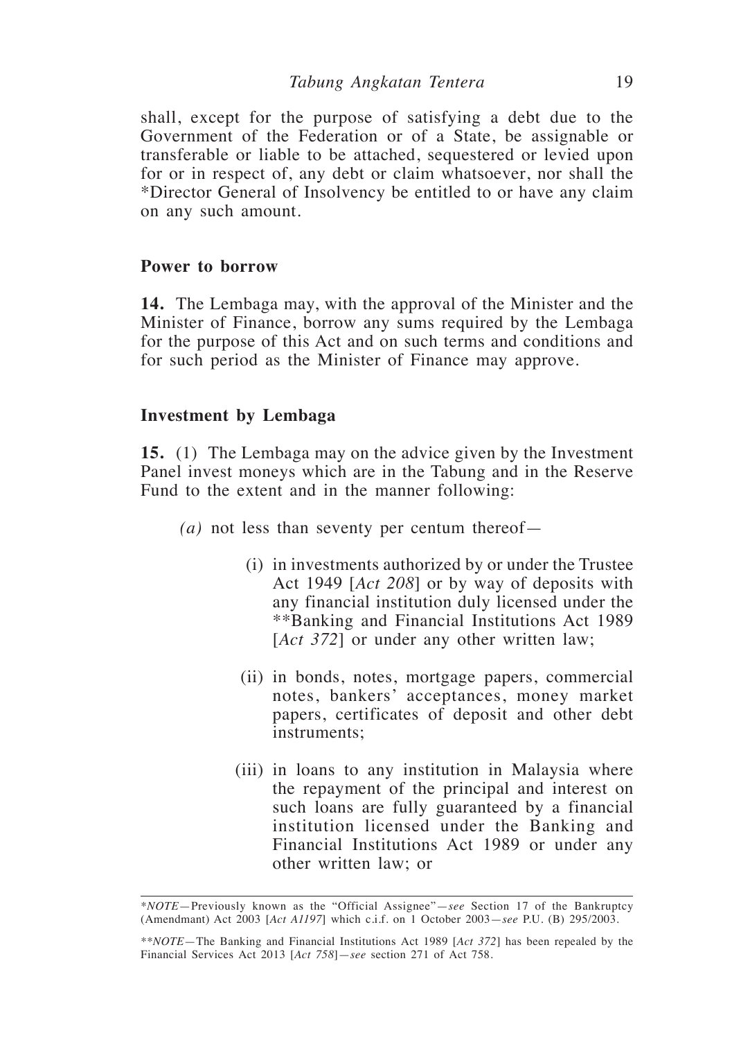shall, except for the purpose of satisfying a debt due to the Government of the Federation or of a State, be assignable or transferable or liable to be attached, sequestered or levied upon for or in respect of, any debt or claim whatsoever, nor shall the *Director General of Insolvency be entitled to or have any claim on any such amount.

**Power to borrow**

**14.** The Lembaga may, with the approval of the Minister and the Minister of Finance, borrow any sums required by the Lembaga for the purpose of this Act and on such terms and conditions and for such period as the Minister of Finance may approve.

**Investment by Lembaga**

**15.** (1) The Lembaga may on the advice given by the Investment Panel invest moneys which are in the Tabung and in the Reserve Fund to the extent and in the manner following:

*(a)* not less than seventy per centum thereof—

(i) in investments authorized by or under the Trustee Act 1949 [*Act 208*] or by way of deposits with any financial institution duly licensed under the **Banking and Financial Institutions Act 1989 [*Act 372*] or under any other written law;

(ii) in bonds, notes, mortgage papers, commercial notes, bankers' acceptances, money market papers, certificates of deposit and other debt instruments;

(iii) in loans to any institution in Malaysia where the repayment of the principal and interest on such loans are fully guaranteed by a financial institution licensed under the Banking and Financial Institutions Act 1989 or under any other written law; or

---

**NOTE*—Previously known as the "Official Assignee"—*see* Section 17 of the Bankruptcy (Amendmant) Act 2003 [*Act A1197*] which c.i.f. on 1 October 2003—*see* P.U. (B) 295/2003.

***NOTE*—The Banking and Financial Institutions Act 1989 [*Act 372*] has been repealed by the Financial Services Act 2013 [*Act 758*]—*see* section 271 of Act 758.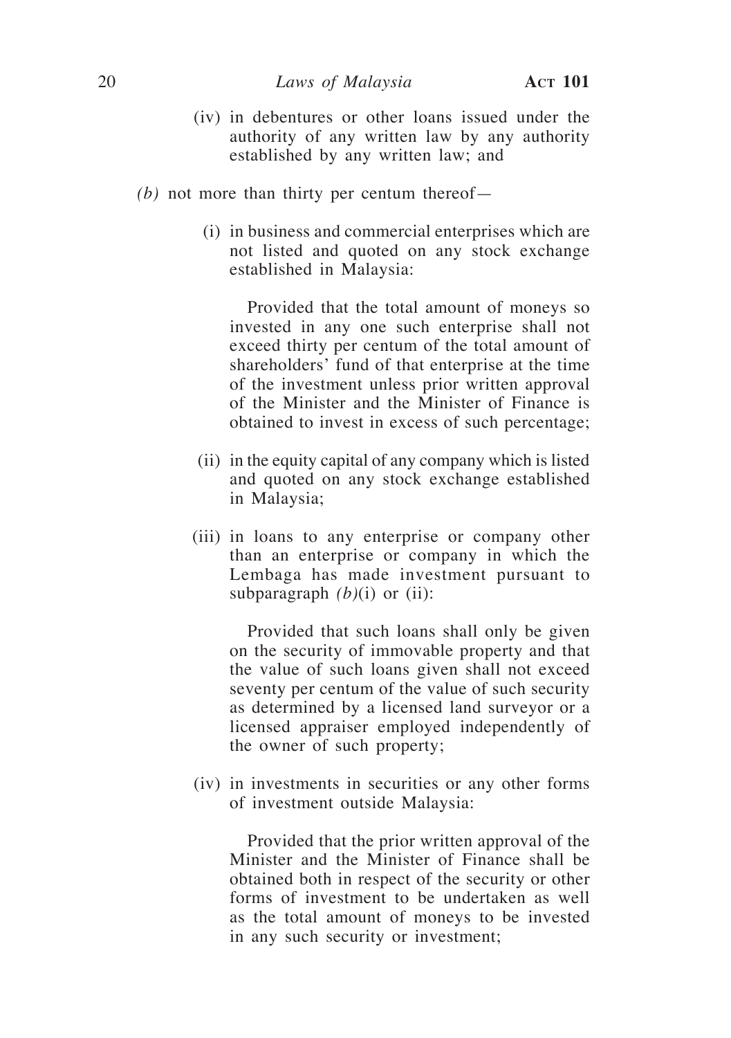(iv) in debentures or other loans issued under the authority of any written law by any authority established by any written law; and

*(b)* not more than thirty per centum thereof—

(i) in business and commercial enterprises which are not listed and quoted on any stock exchange established in Malaysia:

Provided that the total amount of moneys so invested in any one such enterprise shall not exceed thirty per centum of the total amount of shareholders' fund of that enterprise at the time of the investment unless prior written approval of the Minister and the Minister of Finance is obtained to invest in excess of such percentage;

(ii) in the equity capital of any company which is listed and quoted on any stock exchange established in Malaysia;

(iii) in loans to any enterprise or company other than an enterprise or company in which the Lembaga has made investment pursuant to subparagraph *(b)*(i) or (ii):

Provided that such loans shall only be given on the security of immovable property and that the value of such loans given shall not exceed seventy per centum of the value of such security as determined by a licensed land surveyor or a licensed appraiser employed independently of the owner of such property;

(iv) in investments in securities or any other forms of investment outside Malaysia:

Provided that the prior written approval of the Minister and the Minister of Finance shall be obtained both in respect of the security or other forms of investment to be undertaken as well as the total amount of moneys to be invested in any such security or investment;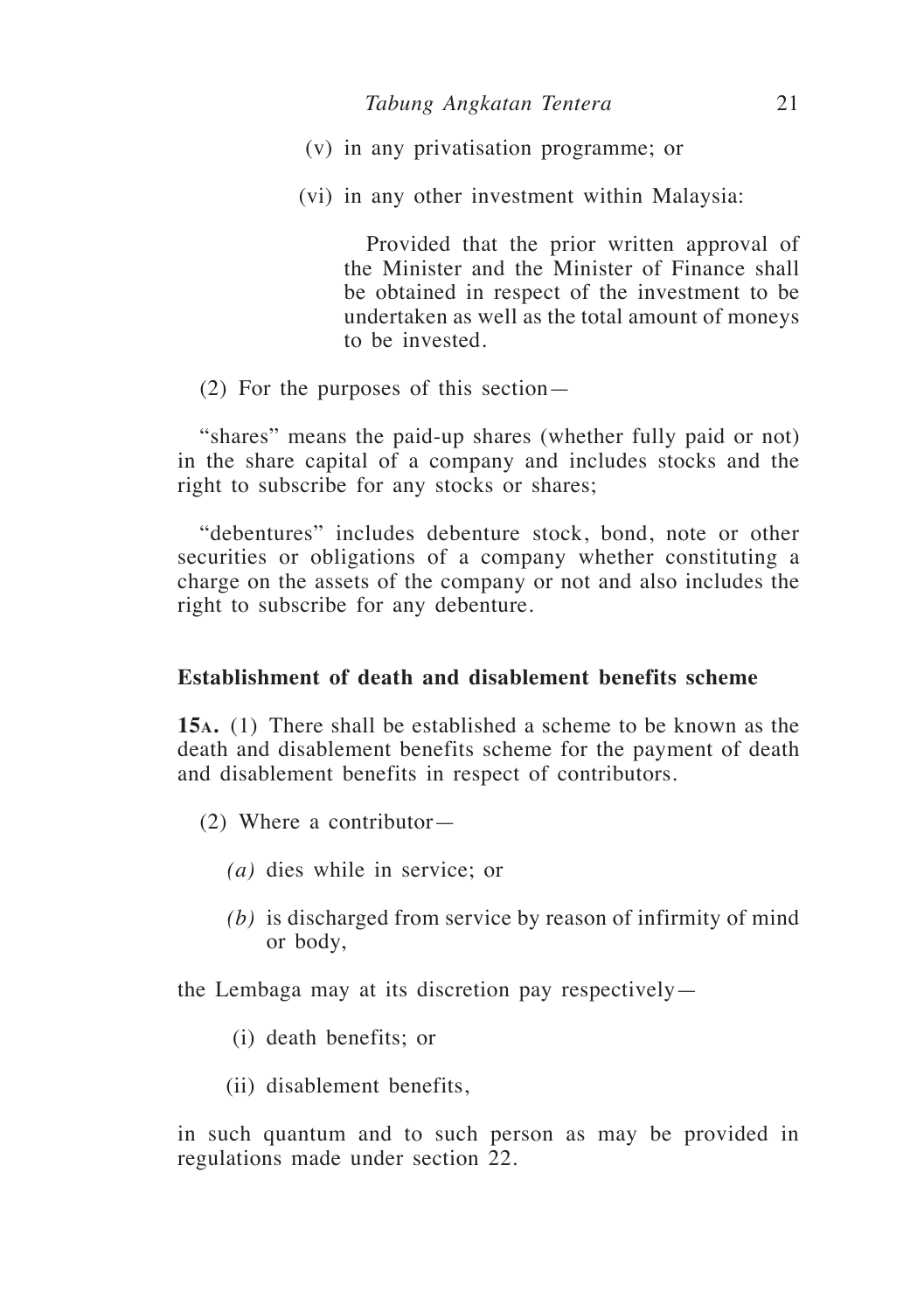(v) in any privatisation programme; or

(vi) in any other investment within Malaysia:

Provided that the prior written approval of the Minister and the Minister of Finance shall be obtained in respect of the investment to be undertaken as well as the total amount of moneys to be invested.

(2) For the purposes of this section—

"shares" means the paid-up shares (whether fully paid or not) in the share capital of a company and includes stocks and the right to subscribe for any stocks or shares;

"debentures" includes debenture stock, bond, note or other securities or obligations of a company whether constituting a charge on the assets of the company or not and also includes the right to subscribe for any debenture.

**Establishment of death and disablement benefits scheme**

**15A.** (1) There shall be established a scheme to be known as the death and disablement benefits scheme for the payment of death and disablement benefits in respect of contributors.

(2) Where a contributor—

*(a)* dies while in service; or

*(b)* is discharged from service by reason of infirmity of mind or body,

the Lembaga may at its discretion pay respectively—

(i) death benefits; or

(ii) disablement benefits,

in such quantum and to such person as may be provided in regulations made under section 22.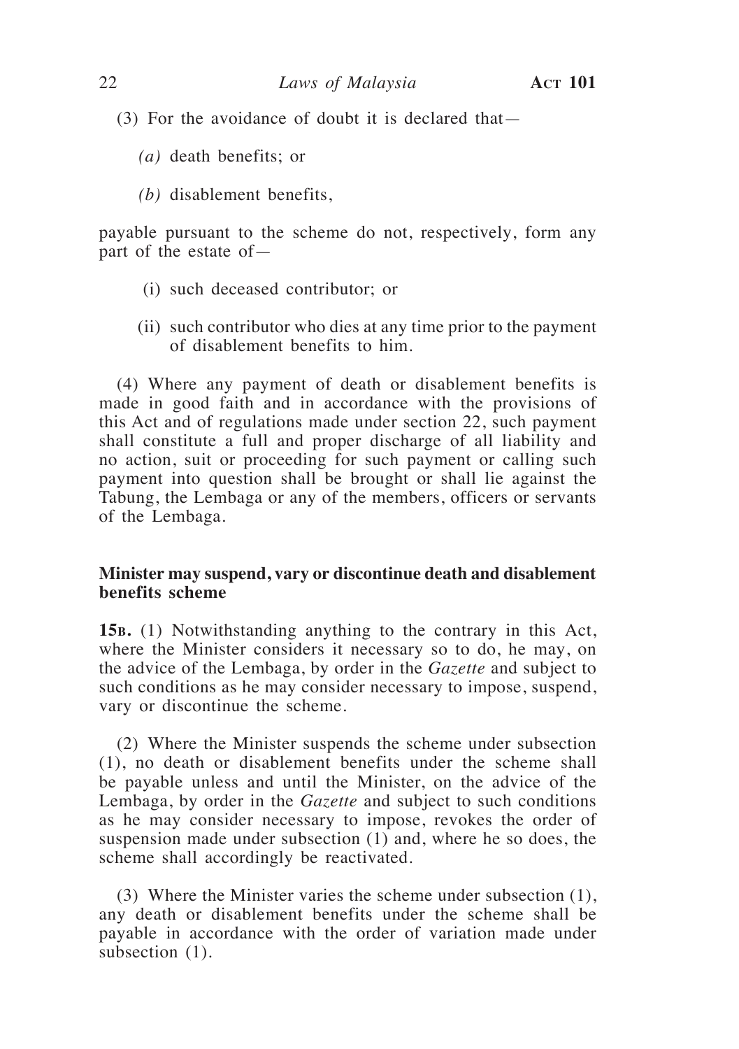(3) For the avoidance of doubt it is declared that—

*(a)* death benefits; or

*(b)* disablement benefits,

payable pursuant to the scheme do not, respectively, form any part of the estate of—

(i) such deceased contributor; or

(ii) such contributor who dies at any time prior to the payment of disablement benefits to him.

(4) Where any payment of death or disablement benefits is made in good faith and in accordance with the provisions of this Act and of regulations made under section 22, such payment shall constitute a full and proper discharge of all liability and no action, suit or proceeding for such payment or calling such payment into question shall be brought or shall lie against the Tabung, the Lembaga or any of the members, officers or servants of the Lembaga.

**Minister may suspend, vary or discontinue death and disablement benefits scheme**

**15B.** (1) Notwithstanding anything to the contrary in this Act, where the Minister considers it necessary so to do, he may, on the advice of the Lembaga, by order in the *Gazette* and subject to such conditions as he may consider necessary to impose, suspend, vary or discontinue the scheme.

(2) Where the Minister suspends the scheme under subsection (1), no death or disablement benefits under the scheme shall be payable unless and until the Minister, on the advice of the Lembaga, by order in the *Gazette* and subject to such conditions as he may consider necessary to impose, revokes the order of suspension made under subsection (1) and, where he so does, the scheme shall accordingly be reactivated.

(3) Where the Minister varies the scheme under subsection (1), any death or disablement benefits under the scheme shall be payable in accordance with the order of variation made under subsection (1).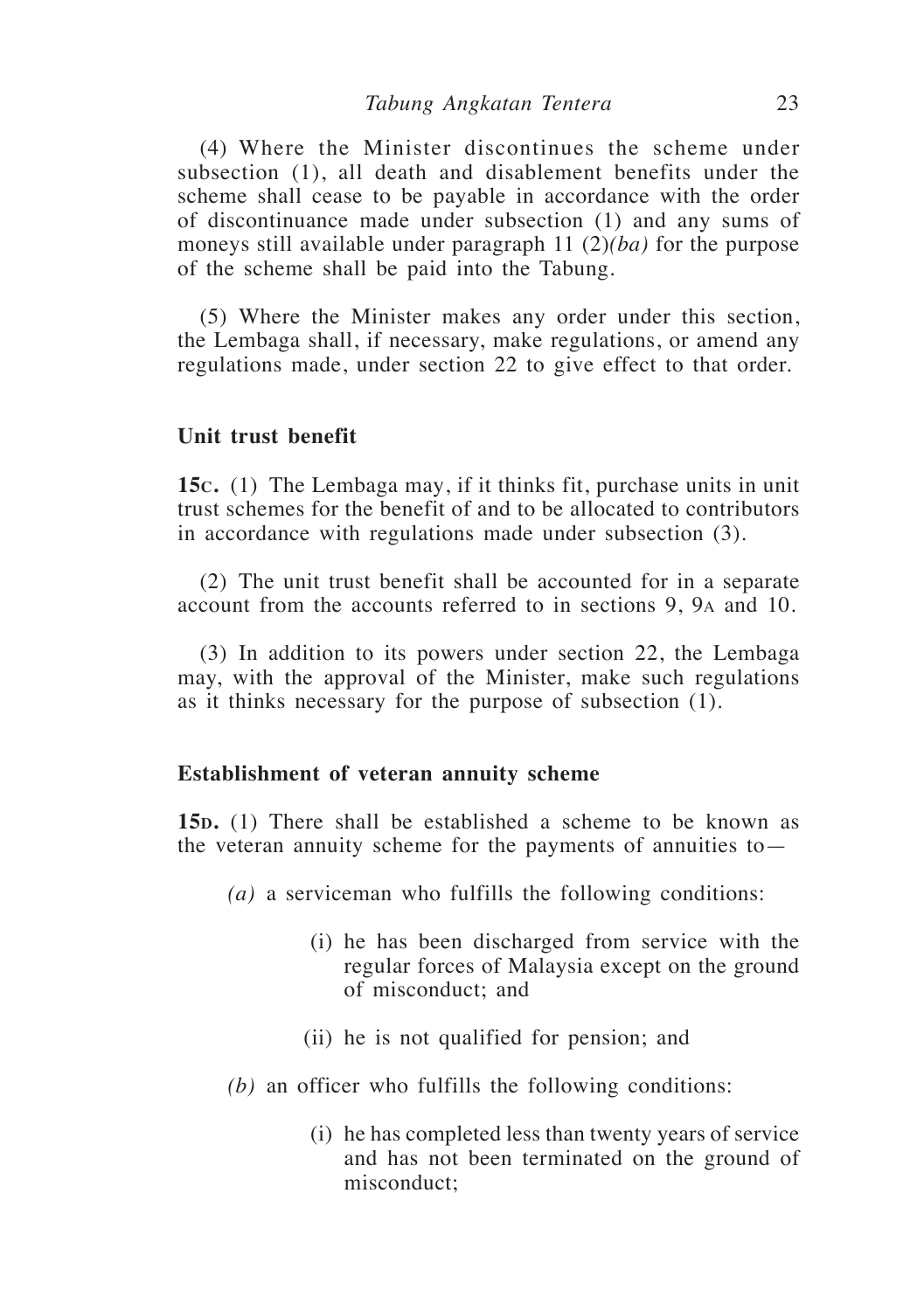(4) Where the Minister discontinues the scheme under subsection (1), all death and disablement benefits under the scheme shall cease to be payable in accordance with the order of discontinuance made under subsection (1) and any sums of moneys still available under paragraph 11 (2)*(ba)* for the purpose of the scheme shall be paid into the Tabung.

(5) Where the Minister makes any order under this section, the Lembaga shall, if necessary, make regulations, or amend any regulations made, under section 22 to give effect to that order.

### Unit trust benefit

**15C.** (1) The Lembaga may, if it thinks fit, purchase units in unit trust schemes for the benefit of and to be allocated to contributors in accordance with regulations made under subsection (3).

(2) The unit trust benefit shall be accounted for in a separate account from the accounts referred to in sections 9, 9A and 10.

(3) In addition to its powers under section 22, the Lembaga may, with the approval of the Minister, make such regulations as it thinks necessary for the purpose of subsection (1).

### Establishment of veteran annuity scheme

**15D.** (1) There shall be established a scheme to be known as the veteran annuity scheme for the payments of annuities to—

*(a)* a serviceman who fulfills the following conditions:

(i) he has been discharged from service with the regular forces of Malaysia except on the ground of misconduct; and

(ii) he is not qualified for pension; and

*(b)* an officer who fulfills the following conditions:

(i) he has completed less than twenty years of service and has not been terminated on the ground of misconduct;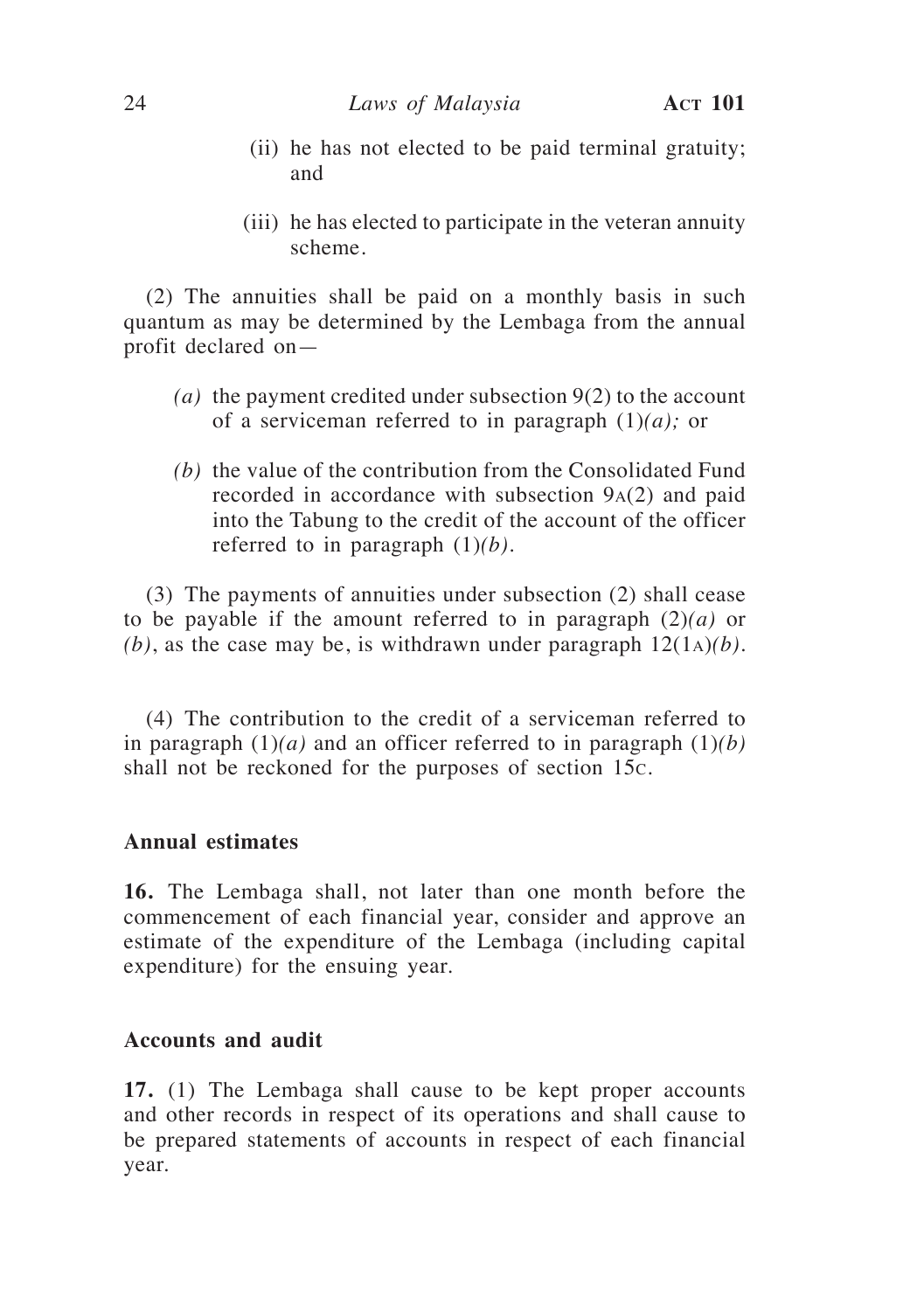(ii) he has not elected to be paid terminal gratuity; and

(iii) he has elected to participate in the veteran annuity scheme.

(2) The annuities shall be paid on a monthly basis in such quantum as may be determined by the Lembaga from the annual profit declared on—

*(a)* the payment credited under subsection 9(2) to the account of a serviceman referred to in paragraph (1)*(a);* or

*(b)* the value of the contribution from the Consolidated Fund recorded in accordance with subsection 9A(2) and paid into the Tabung to the credit of the account of the officer referred to in paragraph (1)*(b)*.

(3) The payments of annuities under subsection (2) shall cease to be payable if the amount referred to in paragraph (2)*(a)* or *(b)*, as the case may be, is withdrawn under paragraph 12(1A)*(b)*.

(4) The contribution to the credit of a serviceman referred to in paragraph (1)*(a)* and an officer referred to in paragraph (1)*(b)* shall not be reckoned for the purposes of section 15C.

**Annual estimates**

**16.** The Lembaga shall, not later than one month before the commencement of each financial year, consider and approve an estimate of the expenditure of the Lembaga (including capital expenditure) for the ensuing year.

**Accounts and audit**

**17.** (1) The Lembaga shall cause to be kept proper accounts and other records in respect of its operations and shall cause to be prepared statements of accounts in respect of each financial year.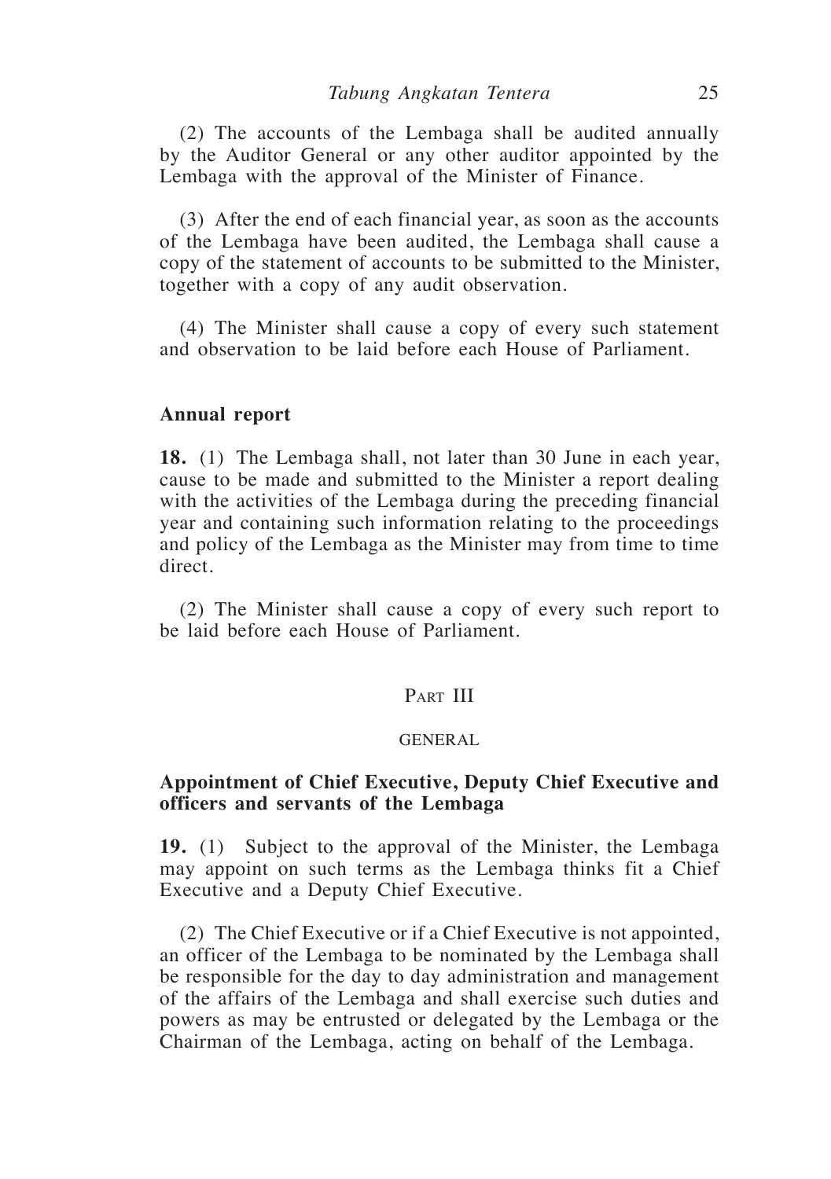(2) The accounts of the Lembaga shall be audited annually by the Auditor General or any other auditor appointed by the Lembaga with the approval of the Minister of Finance.

(3) After the end of each financial year, as soon as the accounts of the Lembaga have been audited, the Lembaga shall cause a copy of the statement of accounts to be submitted to the Minister, together with a copy of any audit observation.

(4) The Minister shall cause a copy of every such statement and observation to be laid before each House of Parliament.

### Annual report

**18.** (1) The Lembaga shall, not later than 30 June in each year, cause to be made and submitted to the Minister a report dealing with the activities of the Lembaga during the preceding financial year and containing such information relating to the proceedings and policy of the Lembaga as the Minister may from time to time direct.

(2) The Minister shall cause a copy of every such report to be laid before each House of Parliament.

## Part III

## GENERAL

### Appointment of Chief Executive, Deputy Chief Executive and officers and servants of the Lembaga

**19.** (1) Subject to the approval of the Minister, the Lembaga may appoint on such terms as the Lembaga thinks fit a Chief Executive and a Deputy Chief Executive.

(2) The Chief Executive or if a Chief Executive is not appointed, an officer of the Lembaga to be nominated by the Lembaga shall be responsible for the day to day administration and management of the affairs of the Lembaga and shall exercise such duties and powers as may be entrusted or delegated by the Lembaga or the Chairman of the Lembaga, acting on behalf of the Lembaga.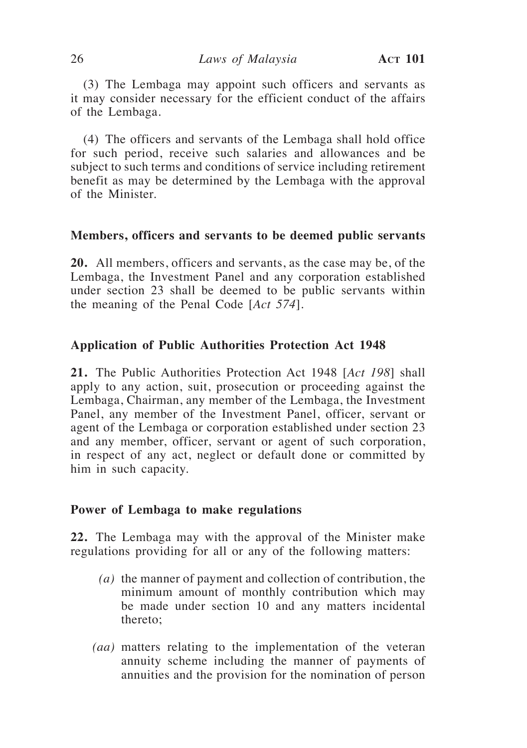(3) The Lembaga may appoint such officers and servants as it may consider necessary for the efficient conduct of the affairs of the Lembaga.

(4) The officers and servants of the Lembaga shall hold office for such period, receive such salaries and allowances and be subject to such terms and conditions of service including retirement benefit as may be determined by the Lembaga with the approval of the Minister.

### Members, officers and servants to be deemed public servants

**20.** All members, officers and servants, as the case may be, of the Lembaga, the Investment Panel and any corporation established under section 23 shall be deemed to be public servants within the meaning of the Penal Code [*Act 574*].

### Application of Public Authorities Protection Act 1948

**21.** The Public Authorities Protection Act 1948 [*Act 198*] shall apply to any action, suit, prosecution or proceeding against the Lembaga, Chairman, any member of the Lembaga, the Investment Panel, any member of the Investment Panel, officer, servant or agent of the Lembaga or corporation established under section 23 and any member, officer, servant or agent of such corporation, in respect of any act, neglect or default done or committed by him in such capacity.

### Power of Lembaga to make regulations

**22.** The Lembaga may with the approval of the Minister make regulations providing for all or any of the following matters:

*(a)* the manner of payment and collection of contribution, the minimum amount of monthly contribution which may be made under section 10 and any matters incidental thereto;

*(aa)* matters relating to the implementation of the veteran annuity scheme including the manner of payments of annuities and the provision for the nomination of person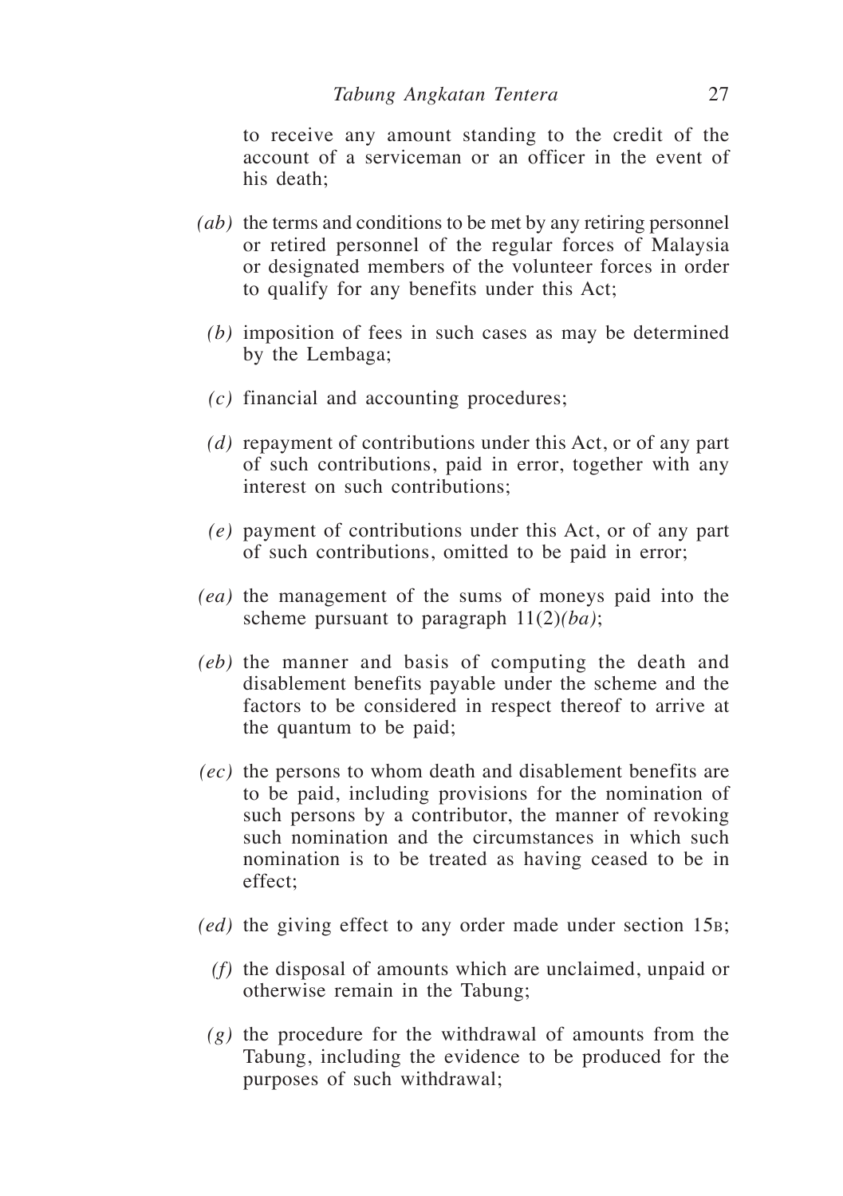to receive any amount standing to the credit of the account of a serviceman or an officer in the event of his death;

*(ab)* the terms and conditions to be met by any retiring personnel or retired personnel of the regular forces of Malaysia or designated members of the volunteer forces in order to qualify for any benefits under this Act;

*(b)* imposition of fees in such cases as may be determined by the Lembaga;

*(c)* financial and accounting procedures;

*(d)* repayment of contributions under this Act, or of any part of such contributions, paid in error, together with any interest on such contributions;

*(e)* payment of contributions under this Act, or of any part of such contributions, omitted to be paid in error;

*(ea)* the management of the sums of moneys paid into the scheme pursuant to paragraph 11(2)*(ba)*;

*(eb)* the manner and basis of computing the death and disablement benefits payable under the scheme and the factors to be considered in respect thereof to arrive at the quantum to be paid;

*(ec)* the persons to whom death and disablement benefits are to be paid, including provisions for the nomination of such persons by a contributor, the manner of revoking such nomination and the circumstances in which such nomination is to be treated as having ceased to be in effect;

*(ed)* the giving effect to any order made under section 15B;

*(f)* the disposal of amounts which are unclaimed, unpaid or otherwise remain in the Tabung;

*(g)* the procedure for the withdrawal of amounts from the Tabung, including the evidence to be produced for the purposes of such withdrawal;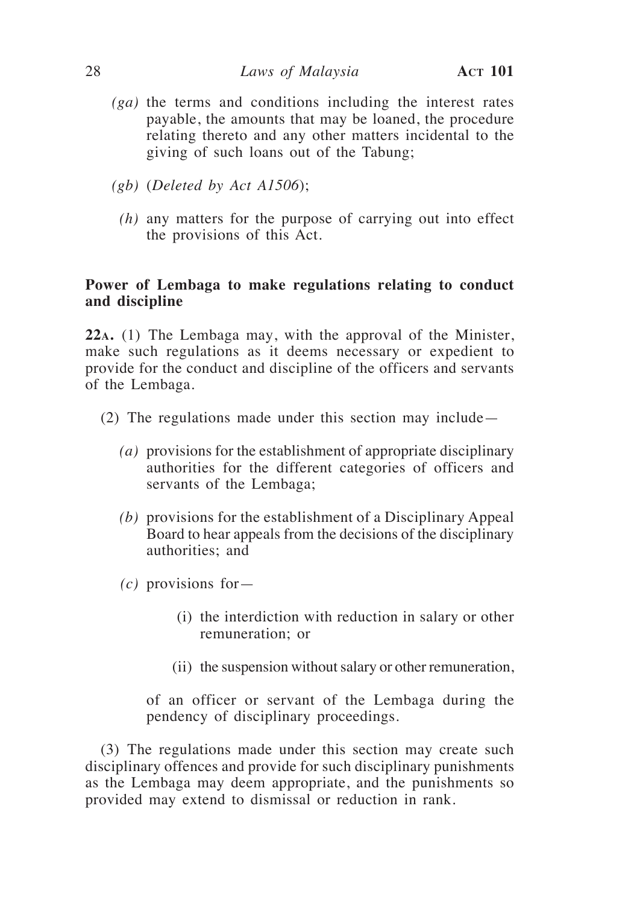*(ga)* the terms and conditions including the interest rates payable, the amounts that may be loaned, the procedure relating thereto and any other matters incidental to the giving of such loans out of the Tabung;

*(gb)* (*Deleted by Act A1506*);

*(h)* any matters for the purpose of carrying out into effect the provisions of this Act.

**Power of Lembaga to make regulations relating to conduct and discipline**

**22A.** (1) The Lembaga may, with the approval of the Minister, make such regulations as it deems necessary or expedient to provide for the conduct and discipline of the officers and servants of the Lembaga.

(2) The regulations made under this section may include—

*(a)* provisions for the establishment of appropriate disciplinary authorities for the different categories of officers and servants of the Lembaga;

*(b)* provisions for the establishment of a Disciplinary Appeal Board to hear appeals from the decisions of the disciplinary authorities; and

*(c)* provisions for—

(i) the interdiction with reduction in salary or other remuneration; or

(ii) the suspension without salary or other remuneration,

of an officer or servant of the Lembaga during the pendency of disciplinary proceedings.

(3) The regulations made under this section may create such disciplinary offences and provide for such disciplinary punishments as the Lembaga may deem appropriate, and the punishments so provided may extend to dismissal or reduction in rank.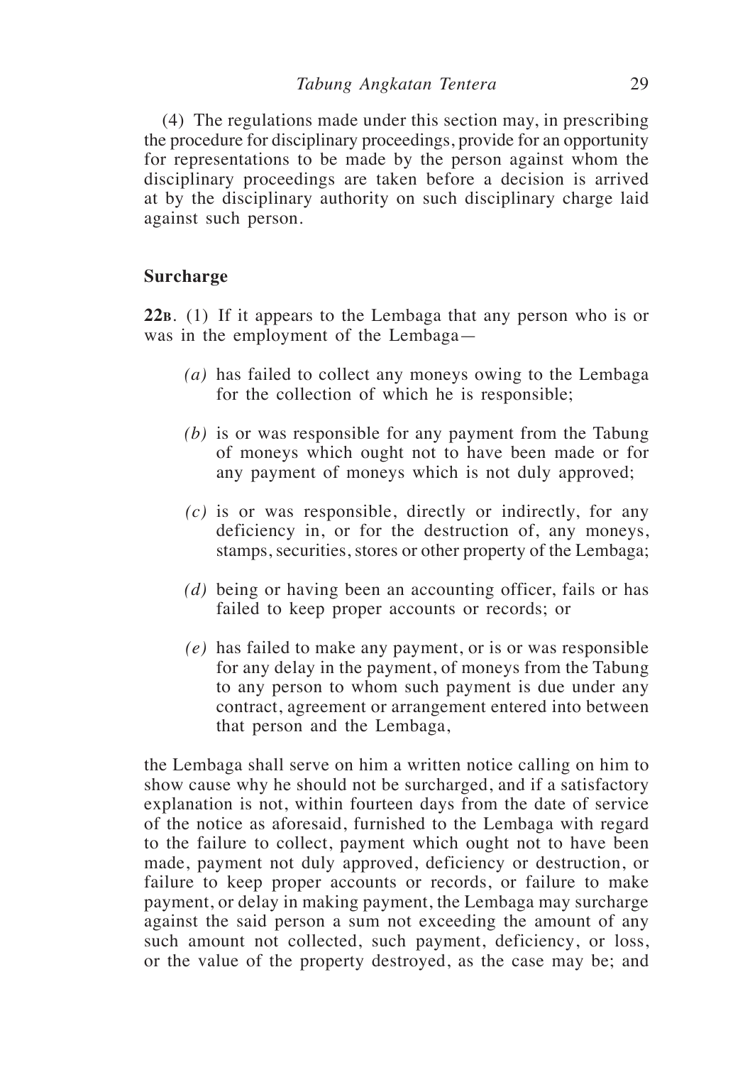(4) The regulations made under this section may, in prescribing the procedure for disciplinary proceedings, provide for an opportunity for representations to be made by the person against whom the disciplinary proceedings are taken before a decision is arrived at by the disciplinary authority on such disciplinary charge laid against such person.

**Surcharge**

**22B**. (1) If it appears to the Lembaga that any person who is or was in the employment of the Lembaga—

*(a)* has failed to collect any moneys owing to the Lembaga for the collection of which he is responsible;

*(b)* is or was responsible for any payment from the Tabung of moneys which ought not to have been made or for any payment of moneys which is not duly approved;

*(c)* is or was responsible, directly or indirectly, for any deficiency in, or for the destruction of, any moneys, stamps, securities, stores or other property of the Lembaga;

*(d)* being or having been an accounting officer, fails or has failed to keep proper accounts or records; or

*(e)* has failed to make any payment, or is or was responsible for any delay in the payment, of moneys from the Tabung to any person to whom such payment is due under any contract, agreement or arrangement entered into between that person and the Lembaga,

the Lembaga shall serve on him a written notice calling on him to show cause why he should not be surcharged, and if a satisfactory explanation is not, within fourteen days from the date of service of the notice as aforesaid, furnished to the Lembaga with regard to the failure to collect, payment which ought not to have been made, payment not duly approved, deficiency or destruction, or failure to keep proper accounts or records, or failure to make payment, or delay in making payment, the Lembaga may surcharge against the said person a sum not exceeding the amount of any such amount not collected, such payment, deficiency, or loss, or the value of the property destroyed, as the case may be; and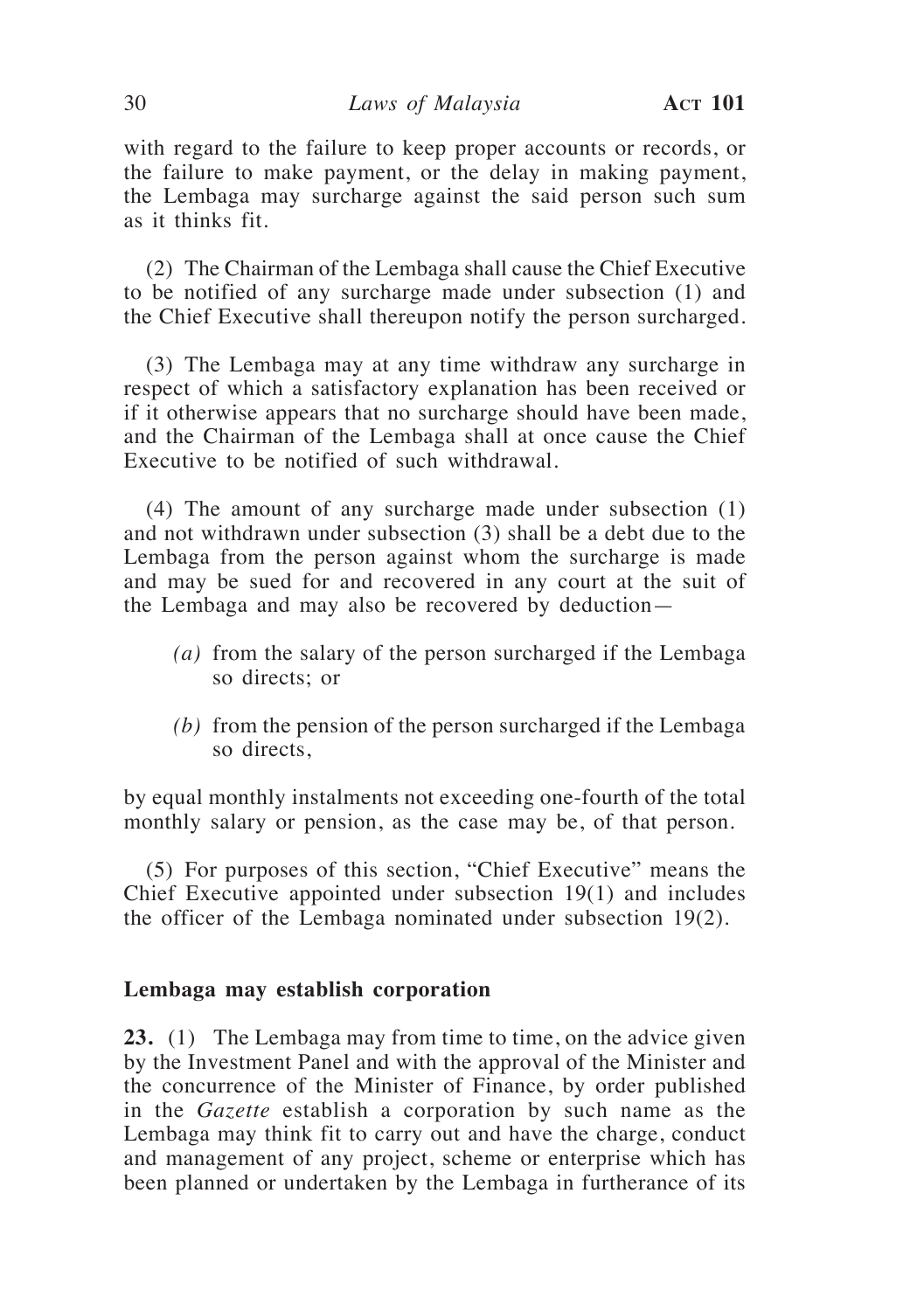with regard to the failure to keep proper accounts or records, or the failure to make payment, or the delay in making payment, the Lembaga may surcharge against the said person such sum as it thinks fit.

(2) The Chairman of the Lembaga shall cause the Chief Executive to be notified of any surcharge made under subsection (1) and the Chief Executive shall thereupon notify the person surcharged.

(3) The Lembaga may at any time withdraw any surcharge in respect of which a satisfactory explanation has been received or if it otherwise appears that no surcharge should have been made, and the Chairman of the Lembaga shall at once cause the Chief Executive to be notified of such withdrawal.

(4) The amount of any surcharge made under subsection (1) and not withdrawn under subsection (3) shall be a debt due to the Lembaga from the person against whom the surcharge is made and may be sued for and recovered in any court at the suit of the Lembaga and may also be recovered by deduction—

*(a)* from the salary of the person surcharged if the Lembaga so directs; or

*(b)* from the pension of the person surcharged if the Lembaga so directs,

by equal monthly instalments not exceeding one-fourth of the total monthly salary or pension, as the case may be, of that person.

(5) For purposes of this section, "Chief Executive" means the Chief Executive appointed under subsection 19(1) and includes the officer of the Lembaga nominated under subsection 19(2).

**Lembaga may establish corporation**

**23.** (1) The Lembaga may from time to time, on the advice given by the Investment Panel and with the approval of the Minister and the concurrence of the Minister of Finance, by order published in the *Gazette* establish a corporation by such name as the Lembaga may think fit to carry out and have the charge, conduct and management of any project, scheme or enterprise which has been planned or undertaken by the Lembaga in furtherance of its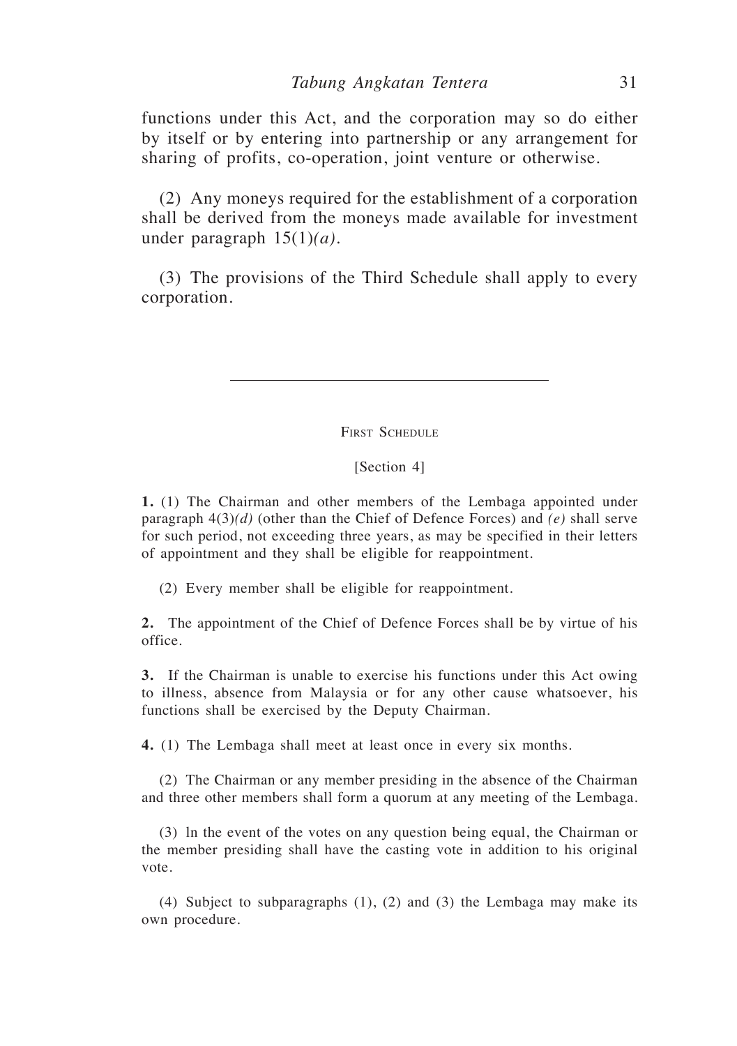functions under this Act, and the corporation may so do either by itself or by entering into partnership or any arrangement for sharing of profits, co-operation, joint venture or otherwise.

(2) Any moneys required for the establishment of a corporation shall be derived from the moneys made available for investment under paragraph 15(1)*(a)*.

(3) The provisions of the Third Schedule shall apply to every corporation.

---

## First Schedule

[Section 4]

**1.** (1) The Chairman and other members of the Lembaga appointed under paragraph 4(3)*(d)* (other than the Chief of Defence Forces) and *(e)* shall serve for such period, not exceeding three years, as may be specified in their letters of appointment and they shall be eligible for reappointment.

(2) Every member shall be eligible for reappointment.

**2.** The appointment of the Chief of Defence Forces shall be by virtue of his office.

**3.** If the Chairman is unable to exercise his functions under this Act owing to illness, absence from Malaysia or for any other cause whatsoever, his functions shall be exercised by the Deputy Chairman.

**4.** (1) The Lembaga shall meet at least once in every six months.

(2) The Chairman or any member presiding in the absence of the Chairman and three other members shall form a quorum at any meeting of the Lembaga.

(3) In the event of the votes on any question being equal, the Chairman or the member presiding shall have the casting vote in addition to his original vote.

(4) Subject to subparagraphs (1), (2) and (3) the Lembaga may make its own procedure.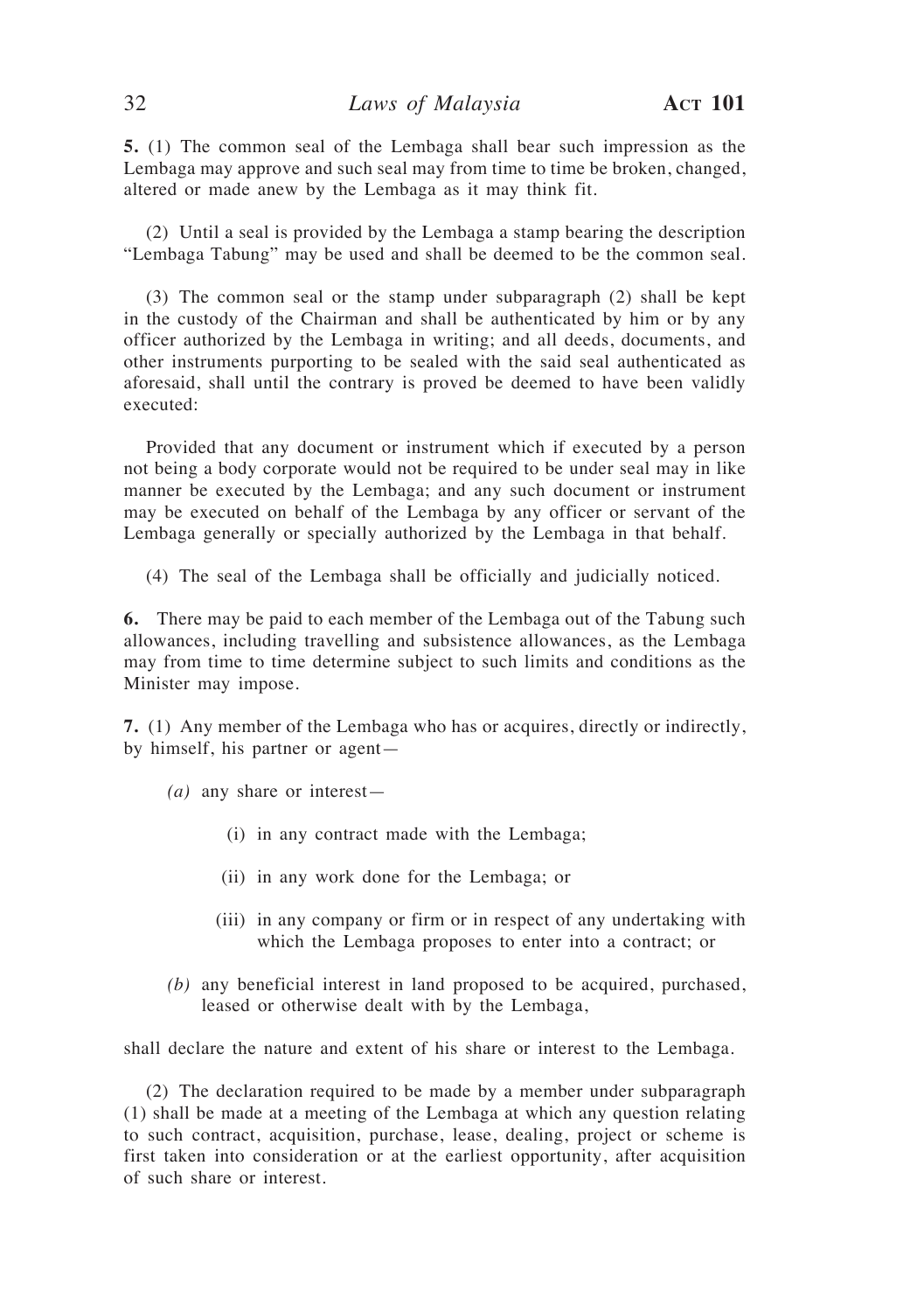**5.** (1) The common seal of the Lembaga shall bear such impression as the Lembaga may approve and such seal may from time to time be broken, changed, altered or made anew by the Lembaga as it may think fit.

(2) Until a seal is provided by the Lembaga a stamp bearing the description "Lembaga Tabung" may be used and shall be deemed to be the common seal.

(3) The common seal or the stamp under subparagraph (2) shall be kept in the custody of the Chairman and shall be authenticated by him or by any officer authorized by the Lembaga in writing; and all deeds, documents, and other instruments purporting to be sealed with the said seal authenticated as aforesaid, shall until the contrary is proved be deemed to have been validly executed:

Provided that any document or instrument which if executed by a person not being a body corporate would not be required to be under seal may in like manner be executed by the Lembaga; and any such document or instrument may be executed on behalf of the Lembaga by any officer or servant of the Lembaga generally or specially authorized by the Lembaga in that behalf.

(4) The seal of the Lembaga shall be officially and judicially noticed.

**6.** There may be paid to each member of the Lembaga out of the Tabung such allowances, including travelling and subsistence allowances, as the Lembaga may from time to time determine subject to such limits and conditions as the Minister may impose.

**7.** (1) Any member of the Lembaga who has or acquires, directly or indirectly, by himself, his partner or agent—

*(a)* any share or interest—

(i) in any contract made with the Lembaga;

(ii) in any work done for the Lembaga; or

(iii) in any company or firm or in respect of any undertaking with which the Lembaga proposes to enter into a contract; or

*(b)* any beneficial interest in land proposed to be acquired, purchased, leased or otherwise dealt with by the Lembaga,

shall declare the nature and extent of his share or interest to the Lembaga.

(2) The declaration required to be made by a member under subparagraph (1) shall be made at a meeting of the Lembaga at which any question relating to such contract, acquisition, purchase, lease, dealing, project or scheme is first taken into consideration or at the earliest opportunity, after acquisition of such share or interest.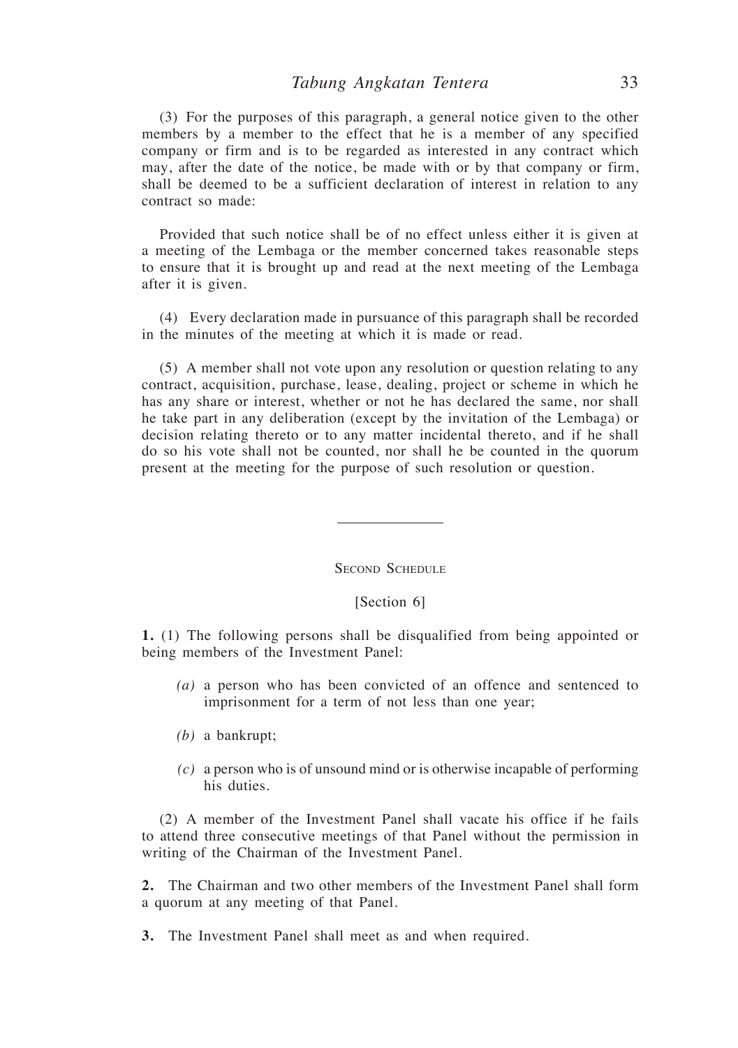(3) For the purposes of this paragraph, a general notice given to the other members by a member to the effect that he is a member of any specified company or firm and is to be regarded as interested in any contract which may, after the date of the notice, be made with or by that company or firm, shall be deemed to be a sufficient declaration of interest in relation to any contract so made:

Provided that such notice shall be of no effect unless either it is given at a meeting of the Lembaga or the member concerned takes reasonable steps to ensure that it is brought up and read at the next meeting of the Lembaga after it is given.

(4) Every declaration made in pursuance of this paragraph shall be recorded in the minutes of the meeting at which it is made or read.

(5) A member shall not vote upon any resolution or question relating to any contract, acquisition, purchase, lease, dealing, project or scheme in which he has any share or interest, whether or not he has declared the same, nor shall he take part in any deliberation (except by the invitation of the Lembaga) or decision relating thereto or to any matter incidental thereto, and if he shall do so his vote shall not be counted, nor shall he be counted in the quorum present at the meeting for the purpose of such resolution or question.

---

## Second Schedule

[Section 6]

**1.** (1) The following persons shall be disqualified from being appointed or being members of the Investment Panel:

*(a)* a person who has been convicted of an offence and sentenced to imprisonment for a term of not less than one year;

*(b)* a bankrupt;

*(c)* a person who is of unsound mind or is otherwise incapable of performing his duties.

(2) A member of the Investment Panel shall vacate his office if he fails to attend three consecutive meetings of that Panel without the permission in writing of the Chairman of the Investment Panel.

**2.** The Chairman and two other members of the Investment Panel shall form a quorum at any meeting of that Panel.

**3.** The Investment Panel shall meet as and when required.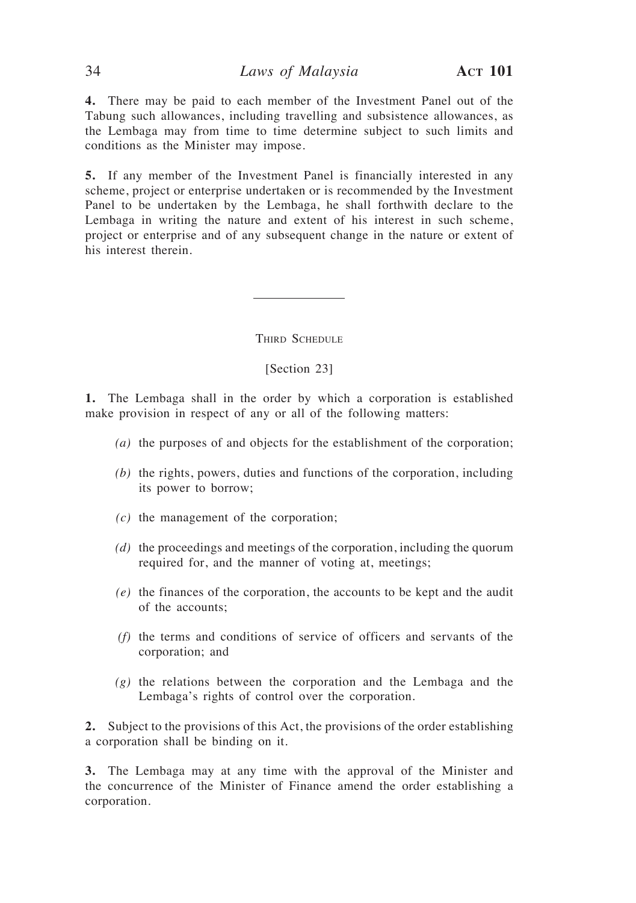**4.** There may be paid to each member of the Investment Panel out of the Tabung such allowances, including travelling and subsistence allowances, as the Lembaga may from time to time determine subject to such limits and conditions as the Minister may impose.

**5.** If any member of the Investment Panel is financially interested in any scheme, project or enterprise undertaken or is recommended by the Investment Panel to be undertaken by the Lembaga, he shall forthwith declare to the Lembaga in writing the nature and extent of his interest in such scheme, project or enterprise and of any subsequent change in the nature or extent of his interest therein.

---

## Third Schedule

[Section 23]

**1.** The Lembaga shall in the order by which a corporation is established make provision in respect of any or all of the following matters:

*(a)* the purposes of and objects for the establishment of the corporation;

*(b)* the rights, powers, duties and functions of the corporation, including its power to borrow;

*(c)* the management of the corporation;

*(d)* the proceedings and meetings of the corporation, including the quorum required for, and the manner of voting at, meetings;

*(e)* the finances of the corporation, the accounts to be kept and the audit of the accounts;

*(f)* the terms and conditions of service of officers and servants of the corporation; and

*(g)* the relations between the corporation and the Lembaga and the Lembaga's rights of control over the corporation.

**2.** Subject to the provisions of this Act, the provisions of the order establishing a corporation shall be binding on it.

**3.** The Lembaga may at any time with the approval of the Minister and the concurrence of the Minister of Finance amend the order establishing a corporation.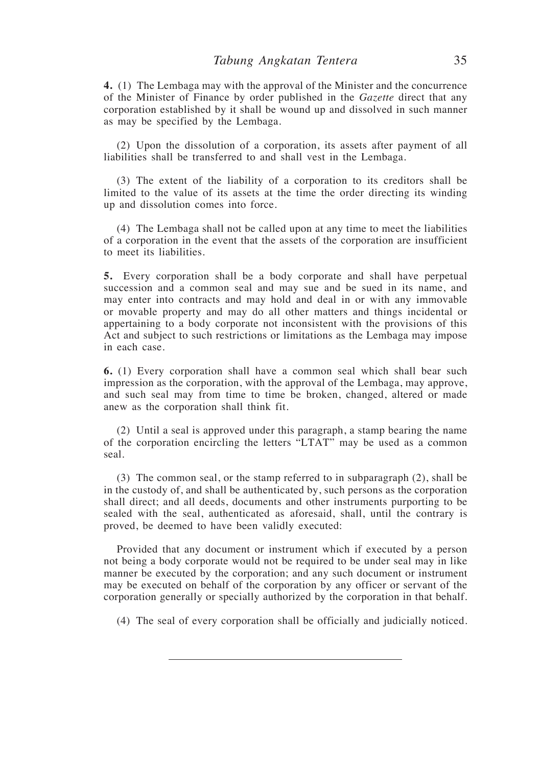**4.** (1) The Lembaga may with the approval of the Minister and the concurrence of the Minister of Finance by order published in the *Gazette* direct that any corporation established by it shall be wound up and dissolved in such manner as may be specified by the Lembaga.

(2) Upon the dissolution of a corporation, its assets after payment of all liabilities shall be transferred to and shall vest in the Lembaga.

(3) The extent of the liability of a corporation to its creditors shall be limited to the value of its assets at the time the order directing its winding up and dissolution comes into force.

(4) The Lembaga shall not be called upon at any time to meet the liabilities of a corporation in the event that the assets of the corporation are insufficient to meet its liabilities.

**5.** Every corporation shall be a body corporate and shall have perpetual succession and a common seal and may sue and be sued in its name, and may enter into contracts and may hold and deal in or with any immovable or movable property and may do all other matters and things incidental or appertaining to a body corporate not inconsistent with the provisions of this Act and subject to such restrictions or limitations as the Lembaga may impose in each case.

**6.** (1) Every corporation shall have a common seal which shall bear such impression as the corporation, with the approval of the Lembaga, may approve, and such seal may from time to time be broken, changed, altered or made anew as the corporation shall think fit.

(2) Until a seal is approved under this paragraph, a stamp bearing the name of the corporation encircling the letters "LTAT" may be used as a common seal.

(3) The common seal, or the stamp referred to in subparagraph (2), shall be in the custody of, and shall be authenticated by, such persons as the corporation shall direct; and all deeds, documents and other instruments purporting to be sealed with the seal, authenticated as aforesaid, shall, until the contrary is proved, be deemed to have been validly executed:

Provided that any document or instrument which if executed by a person not being a body corporate would not be required to be under seal may in like manner be executed by the corporation; and any such document or instrument may be executed on behalf of the corporation by any officer or servant of the corporation generally or specially authorized by the corporation in that behalf.

(4) The seal of every corporation shall be officially and judicially noticed.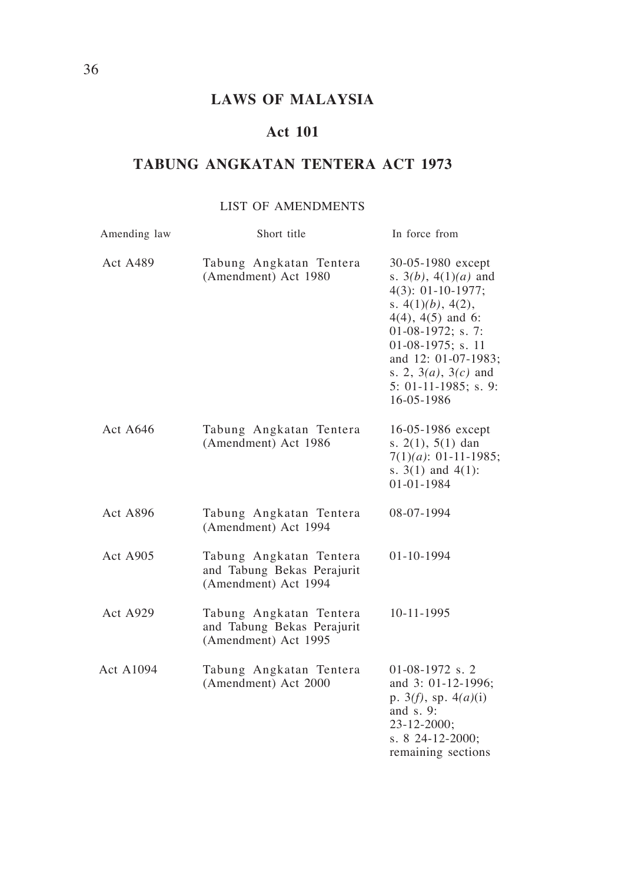# LAWS OF MALAYSIA

## Act 101

## TABUNG ANGKATAN TENTERA ACT 1973

LIST OF AMENDMENTS

| Amending law | Short title | In force from |
|---|---|---|
| Act A489 | Tabung Angkatan Tentera (Amendment) Act 1980 | 30-05-1980 except s. 3*(b)*, 4(1)*(a)* and 4(3): 01-10-1977; s. 4(1)*(b)*, 4(2), 4(4), 4(5) and 6: 01-08-1972; s. 7: 01-08-1975; s. 11 and 12: 01-07-1983; s. 2, 3*(a)*, 3*(c)* and 5: 01-11-1985; s. 9: 16-05-1986 |
| Act A646 | Tabung Angkatan Tentera (Amendment) Act 1986 | 16-05-1986 except s. 2(1), 5(1) dan 7(1)*(a)*: 01-11-1985; s. 3(1) and 4(1): 01-01-1984 |
| Act A896 | Tabung Angkatan Tentera (Amendment) Act 1994 | 08-07-1994 |
| Act A905 | Tabung Angkatan Tentera and Tabung Bekas Perajurit (Amendment) Act 1994 | 01-10-1994 |
| Act A929 | Tabung Angkatan Tentera and Tabung Bekas Perajurit (Amendment) Act 1995 | 10-11-1995 |
| Act A1094 | Tabung Angkatan Tentera (Amendment) Act 2000 | 01-08-1972 s. 2 and 3: 01-12-1996; p. 3*(f)*, sp. 4*(a)*(i) and s. 9: 23-12-2000; s. 8 24-12-2000; remaining sections |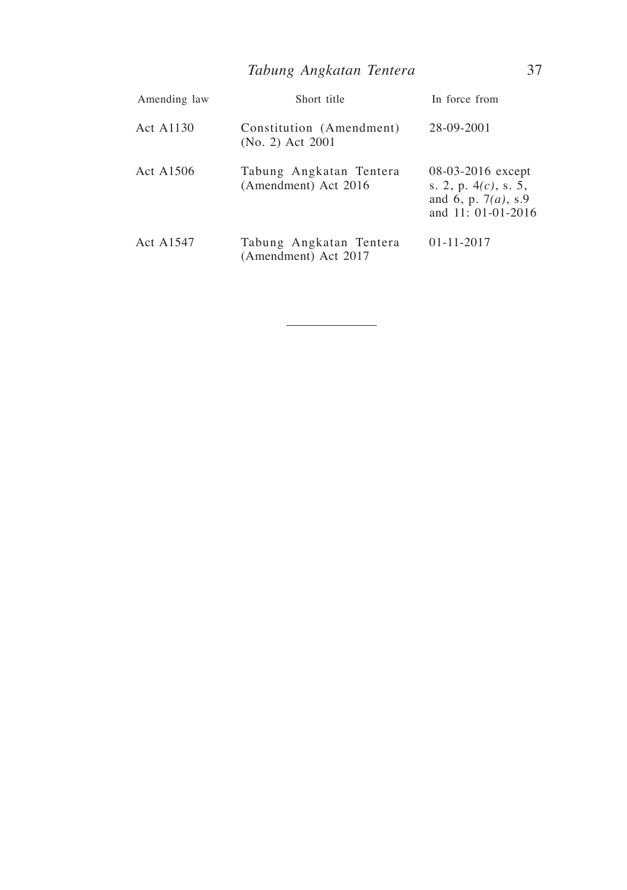| Amending law | Short title | In force from |
| --- | --- | --- |
| Act A1130 | Constitution (Amendment) (No. 2) Act 2001 | 28-09-2001 |
| Act A1506 | Tabung Angkatan Tentera (Amendment) Act 2016 | 08-03-2016 except s. 2, p. 4*(c)*, s. 5, and 6, p. 7*(a)*, s.9 and 11: 01-01-2016 |
| Act A1547 | Tabung Angkatan Tentera (Amendment) Act 2017 | 01-11-2017 |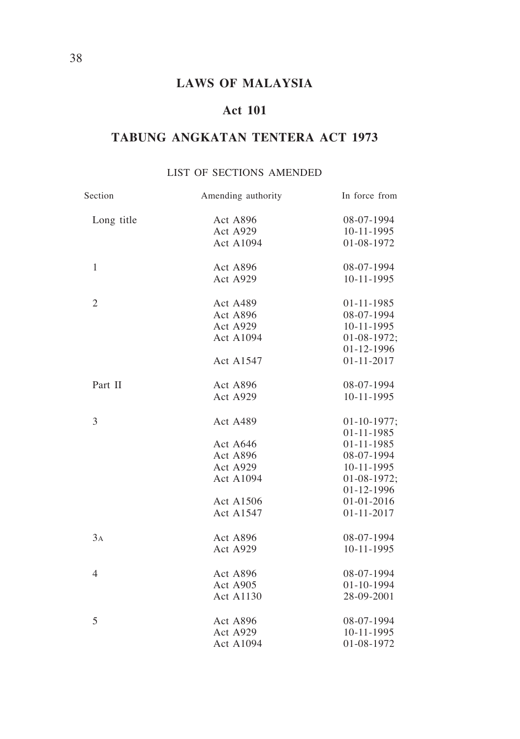# LAWS OF MALAYSIA

## Act 101

## TABUNG ANGKATAN TENTERA ACT 1973

### LIST OF SECTIONS AMENDED

| Section | Amending authority | In force from |
|---|---|---|
| Long title | Act A896 | 08-07-1994 |
| | Act A929 | 10-11-1995 |
| | Act A1094 | 01-08-1972 |
| 1 | Act A896 | 08-07-1994 |
| | Act A929 | 10-11-1995 |
| 2 | Act A489 | 01-11-1985 |
| | Act A896 | 08-07-1994 |
| | Act A929 | 10-11-1995 |
| | Act A1094 | 01-08-1972; 01-12-1996 |
| | Act A1547 | 01-11-2017 |
| Part II | Act A896 | 08-07-1994 |
| | Act A929 | 10-11-1995 |
| 3 | Act A489 | 01-10-1977; 01-11-1985 |
| | Act A646 | 01-11-1985 |
| | Act A896 | 08-07-1994 |
| | Act A929 | 10-11-1995 |
| | Act A1094 | 01-08-1972; 01-12-1996 |
| | Act A1506 | 01-01-2016 |
| | Act A1547 | 01-11-2017 |
| 3A | Act A896 | 08-07-1994 |
| | Act A929 | 10-11-1995 |
| 4 | Act A896 | 08-07-1994 |
| | Act A905 | 01-10-1994 |
| | Act A1130 | 28-09-2001 |
| 5 | Act A896 | 08-07-1994 |
| | Act A929 | 10-11-1995 |
| | Act A1094 | 01-08-1972 |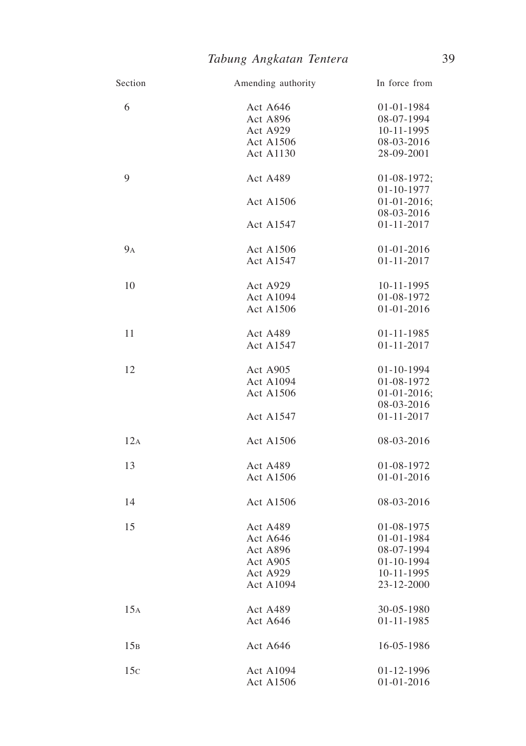| Section | Amending authority | In force from |
|---|---|---|
| 6 | Act A646 | 01-01-1984 |
| | Act A896 | 08-07-1994 |
| | Act A929 | 10-11-1995 |
| | Act A1506 | 08-03-2016 |
| | Act A1130 | 28-09-2001 |
| 9 | Act A489 | 01-08-1972; 01-10-1977 |
| | Act A1506 | 01-01-2016; 08-03-2016 |
| | Act A1547 | 01-11-2017 |
| 9A | Act A1506 | 01-01-2016 |
| | Act A1547 | 01-11-2017 |
| 10 | Act A929 | 10-11-1995 |
| | Act A1094 | 01-08-1972 |
| | Act A1506 | 01-01-2016 |
| 11 | Act A489 | 01-11-1985 |
| | Act A1547 | 01-11-2017 |
| 12 | Act A905 | 01-10-1994 |
| | Act A1094 | 01-08-1972 |
| | Act A1506 | 01-01-2016; 08-03-2016 |
| | Act A1547 | 01-11-2017 |
| 12A | Act A1506 | 08-03-2016 |
| 13 | Act A489 | 01-08-1972 |
| | Act A1506 | 01-01-2016 |
| 14 | Act A1506 | 08-03-2016 |
| 15 | Act A489 | 01-08-1975 |
| | Act A646 | 01-01-1984 |
| | Act A896 | 08-07-1994 |
| | Act A905 | 01-10-1994 |
| | Act A929 | 10-11-1995 |
| | Act A1094 | 23-12-2000 |
| 15A | Act A489 | 30-05-1980 |
| | Act A646 | 01-11-1985 |
| 15B | Act A646 | 16-05-1986 |
| 15C | Act A1094 | 01-12-1996 |
| | Act A1506 | 01-01-2016 |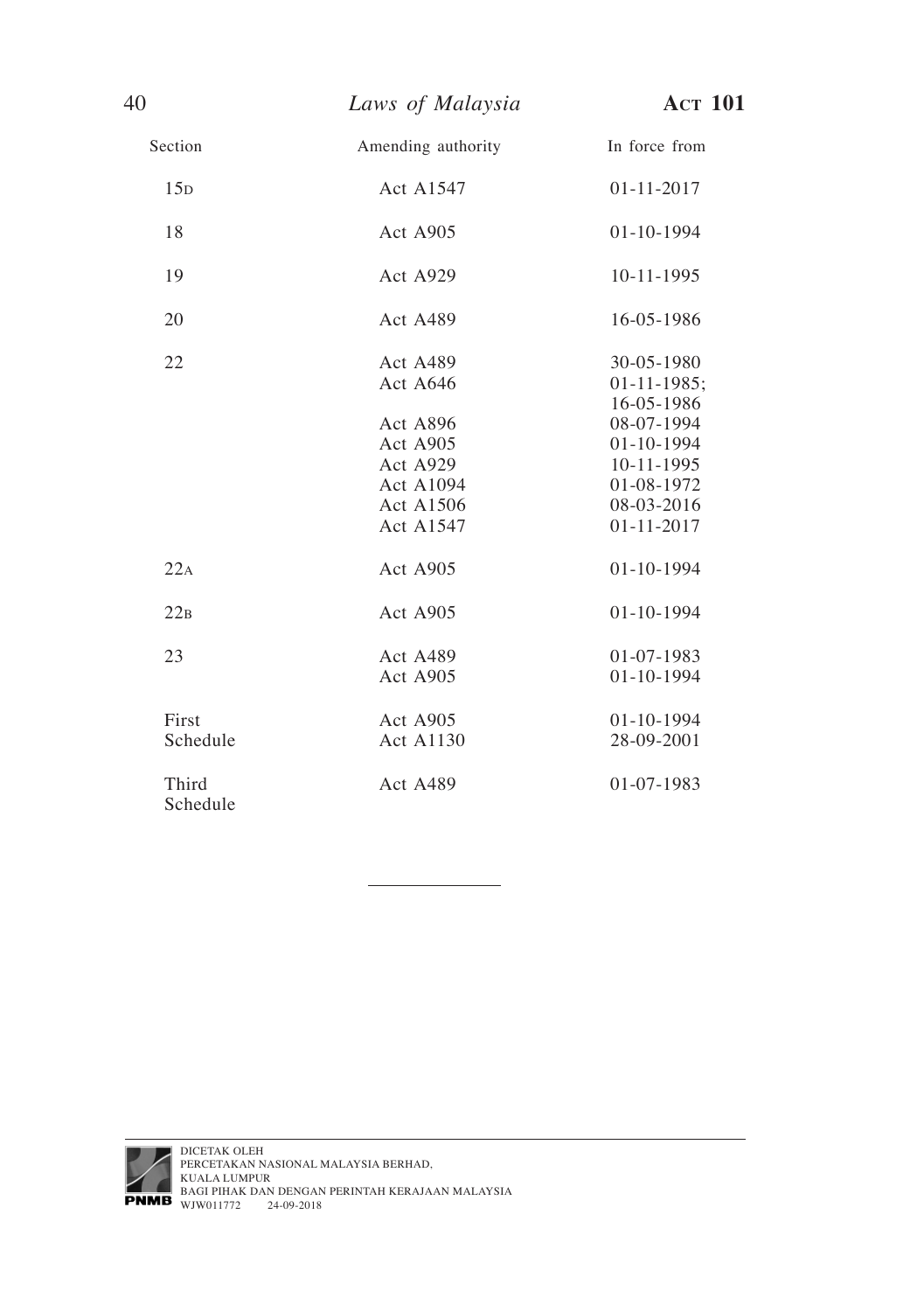| Section | Amending authority | In force from |
| --- | --- | --- |
| 15D | Act A1547 | 01-11-2017 |
| 18 | Act A905 | 01-10-1994 |
| 19 | Act A929 | 10-11-1995 |
| 20 | Act A489 | 16-05-1986 |
| 22 | Act A489 | 30-05-1980 |
| | Act A646 | 01-11-1985; 16-05-1986 |
| | Act A896 | 08-07-1994 |
| | Act A905 | 01-10-1994 |
| | Act A929 | 10-11-1995 |
| | Act A1094 | 01-08-1972 |
| | Act A1506 | 08-03-2016 |
| | Act A1547 | 01-11-2017 |
| 22A | Act A905 | 01-10-1994 |
| 22B | Act A905 | 01-10-1994 |
| 23 | Act A489 | 01-07-1983 |
| | Act A905 | 01-10-1994 |
| First Schedule | Act A905 | 01-10-1994 |
| | Act A1130 | 28-09-2001 |
| Third Schedule | Act A489 | 01-07-1983 |

DICETAK OLEH
PERCETAKAN NASIONAL MALAYSIA BERHAD,
KUALA LUMPUR
BAGI PIHAK DAN DENGAN PERINTAH KERAJAAN MALAYSIA
WJW011772 24-09-2018